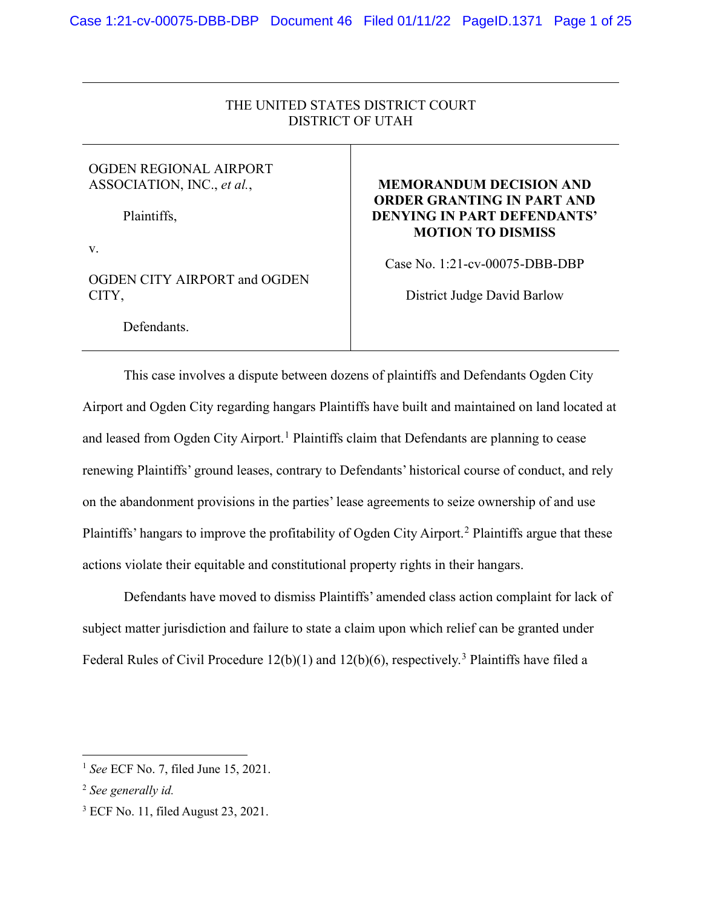THE UNITED STATES DISTRICT COURT
DISTRICT OF UTAH

| | |
|---|---|
| OGDEN REGIONAL AIRPORT ASSOCIATION, INC., *et al.*,<br><br>Plaintiffs,<br><br>v.<br><br>OGDEN CITY AIRPORT and OGDEN CITY,<br><br>Defendants. | **MEMORANDUM DECISION AND ORDER GRANTING IN PART AND DENYING IN PART DEFENDANTS' MOTION TO DISMISS**<br><br>Case No. 1:21-cv-00075-DBB-DBP<br><br>District Judge David Barlow |

This case involves a dispute between dozens of plaintiffs and Defendants Ogden City Airport and Ogden City regarding hangars Plaintiffs have built and maintained on land located at and leased from Ogden City Airport.[1] Plaintiffs claim that Defendants are planning to cease renewing Plaintiffs' ground leases, contrary to Defendants' historical course of conduct, and rely on the abandonment provisions in the parties' lease agreements to seize ownership of and use Plaintiffs' hangars to improve the profitability of Ogden City Airport.[2] Plaintiffs argue that these actions violate their equitable and constitutional property rights in their hangars.

Defendants have moved to dismiss Plaintiffs' amended class action complaint for lack of subject matter jurisdiction and failure to state a claim upon which relief can be granted under Federal Rules of Civil Procedure 12(b)(1) and 12(b)(6), respectively.[3] Plaintiffs have filed a

---

[1] *See* ECF No. 7, filed June 15, 2021.

[2] *See generally id.*

[3] ECF No. 11, filed August 23, 2021.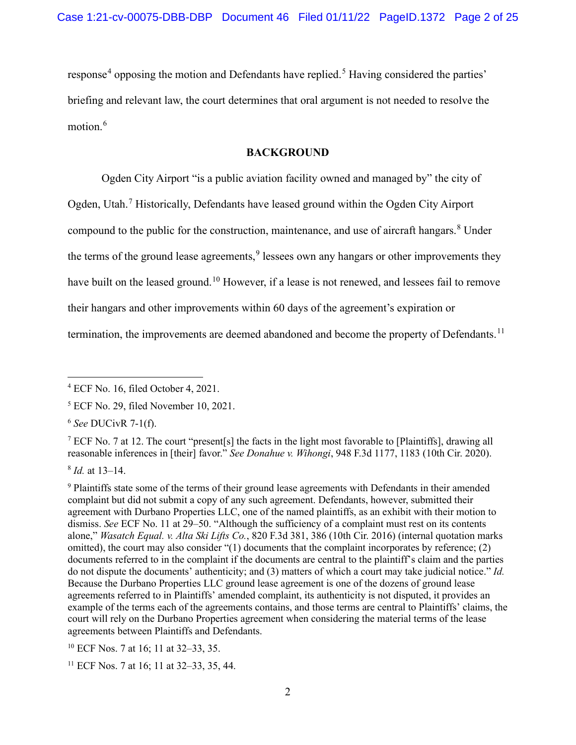response[4] opposing the motion and Defendants have replied.[5] Having considered the parties' briefing and relevant law, the court determines that oral argument is not needed to resolve the motion.[6]

## BACKGROUND

Ogden City Airport "is a public aviation facility owned and managed by" the city of Ogden, Utah.[7] Historically, Defendants have leased ground within the Ogden City Airport compound to the public for the construction, maintenance, and use of aircraft hangars.[8] Under the terms of the ground lease agreements,[9] lessees own any hangars or other improvements they have built on the leased ground.[10] However, if a lease is not renewed, and lessees fail to remove their hangars and other improvements within 60 days of the agreement's expiration or termination, the improvements are deemed abandoned and become the property of Defendants.[11]

---

[4] ECF No. 16, filed October 4, 2021.

[5] ECF No. 29, filed November 10, 2021.

[6] *See* DUCivR 7-1(f).

[7] ECF No. 7 at 12. The court "present[s] the facts in the light most favorable to [Plaintiffs], drawing all reasonable inferences in [their] favor." *See Donahue v. Wihongi*, 948 F.3d 1177, 1183 (10th Cir. 2020).

[8] *Id.* at 13–14.

[9] Plaintiffs state some of the terms of their ground lease agreements with Defendants in their amended complaint but did not submit a copy of any such agreement. Defendants, however, submitted their agreement with Durbano Properties LLC, one of the named plaintiffs, as an exhibit with their motion to dismiss. *See* ECF No. 11 at 29–50. "Although the sufficiency of a complaint must rest on its contents alone," *Wasatch Equal. v. Alta Ski Lifts Co.*, 820 F.3d 381, 386 (10th Cir. 2016) (internal quotation marks omitted), the court may also consider "(1) documents that the complaint incorporates by reference; (2) documents referred to in the complaint if the documents are central to the plaintiff's claim and the parties do not dispute the documents' authenticity; and (3) matters of which a court may take judicial notice." *Id.* Because the Durbano Properties LLC ground lease agreement is one of the dozens of ground lease agreements referred to in Plaintiffs' amended complaint, its authenticity is not disputed, it provides an example of the terms each of the agreements contains, and those terms are central to Plaintiffs' claims, the court will rely on the Durbano Properties agreement when considering the material terms of the lease agreements between Plaintiffs and Defendants.

[10] ECF Nos. 7 at 16; 11 at 32–33, 35.

[11] ECF Nos. 7 at 16; 11 at 32–33, 35, 44.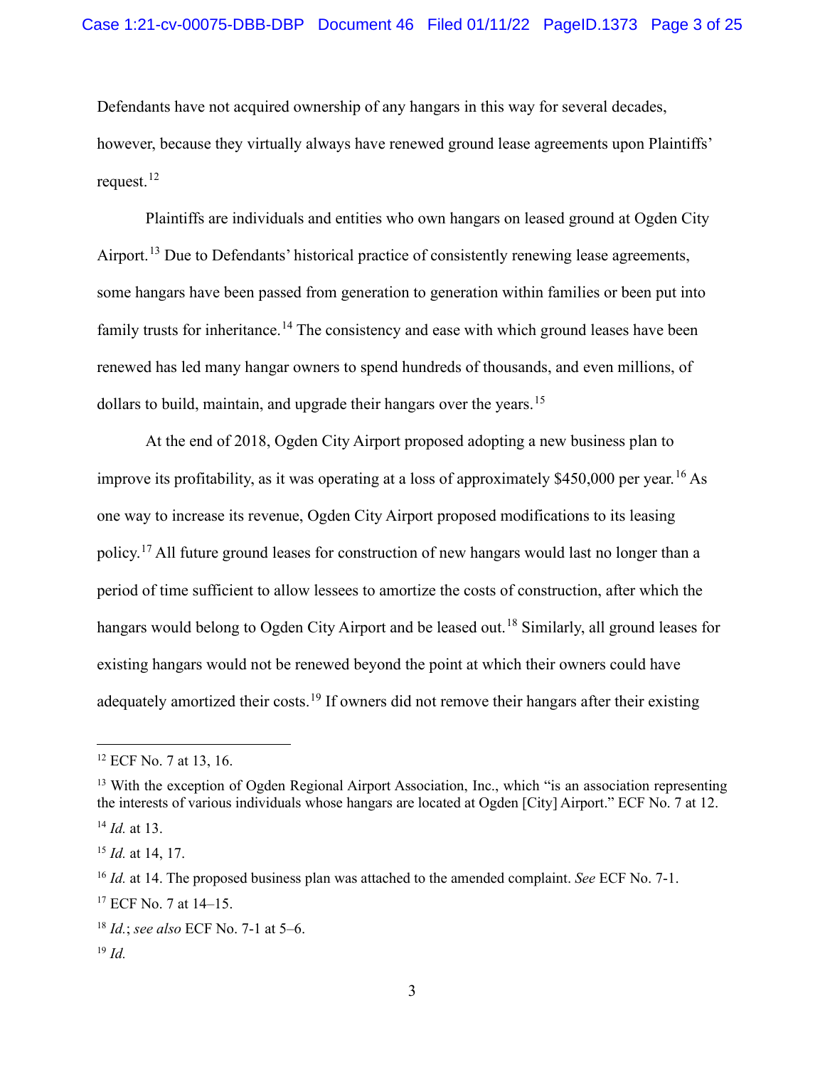Defendants have not acquired ownership of any hangars in this way for several decades, however, because they virtually always have renewed ground lease agreements upon Plaintiffs' request.[12]

Plaintiffs are individuals and entities who own hangars on leased ground at Ogden City Airport.[13] Due to Defendants' historical practice of consistently renewing lease agreements, some hangars have been passed from generation to generation within families or been put into family trusts for inheritance.[14] The consistency and ease with which ground leases have been renewed has led many hangar owners to spend hundreds of thousands, and even millions, of dollars to build, maintain, and upgrade their hangars over the years.[15]

At the end of 2018, Ogden City Airport proposed adopting a new business plan to improve its profitability, as it was operating at a loss of approximately $450,000 per year.[16] As one way to increase its revenue, Ogden City Airport proposed modifications to its leasing policy.[17] All future ground leases for construction of new hangars would last no longer than a period of time sufficient to allow lessees to amortize the costs of construction, after which the hangars would belong to Ogden City Airport and be leased out.[18] Similarly, all ground leases for existing hangars would not be renewed beyond the point at which their owners could have adequately amortized their costs.[19] If owners did not remove their hangars after their existing

---

[12] ECF No. 7 at 13, 16.

[13] With the exception of Ogden Regional Airport Association, Inc., which "is an association representing the interests of various individuals whose hangars are located at Ogden [City] Airport." ECF No. 7 at 12.

[14] *Id.* at 13.

[15] *Id.* at 14, 17.

[16] *Id.* at 14. The proposed business plan was attached to the amended complaint. *See* ECF No. 7-1.

[17] ECF No. 7 at 14–15.

[18] *Id.*; *see also* ECF No. 7-1 at 5–6.

[19] *Id.*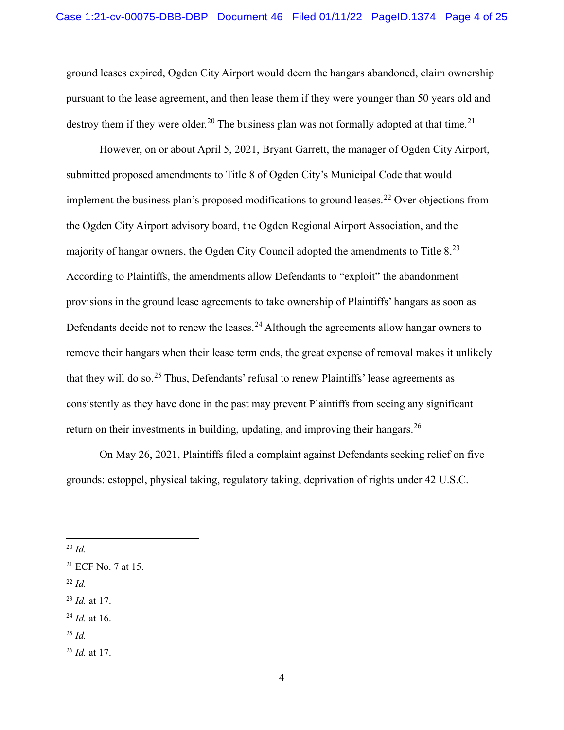ground leases expired, Ogden City Airport would deem the hangars abandoned, claim ownership pursuant to the lease agreement, and then lease them if they were younger than 50 years old and destroy them if they were older.[20] The business plan was not formally adopted at that time.[21]

However, on or about April 5, 2021, Bryant Garrett, the manager of Ogden City Airport, submitted proposed amendments to Title 8 of Ogden City's Municipal Code that would implement the business plan's proposed modifications to ground leases.[22] Over objections from the Ogden City Airport advisory board, the Ogden Regional Airport Association, and the majority of hangar owners, the Ogden City Council adopted the amendments to Title 8.[23] According to Plaintiffs, the amendments allow Defendants to "exploit" the abandonment provisions in the ground lease agreements to take ownership of Plaintiffs' hangars as soon as Defendants decide not to renew the leases.[24] Although the agreements allow hangar owners to remove their hangars when their lease term ends, the great expense of removal makes it unlikely that they will do so.[25] Thus, Defendants' refusal to renew Plaintiffs' lease agreements as consistently as they have done in the past may prevent Plaintiffs from seeing any significant return on their investments in building, updating, and improving their hangars.[26]

On May 26, 2021, Plaintiffs filed a complaint against Defendants seeking relief on five grounds: estoppel, physical taking, regulatory taking, deprivation of rights under 42 U.S.C.

---

[20] *Id.*

[21] ECF No. 7 at 15.

[22] *Id.*

[23] *Id.* at 17.

[24] *Id.* at 16.

[25] *Id.*

[26] *Id.* at 17.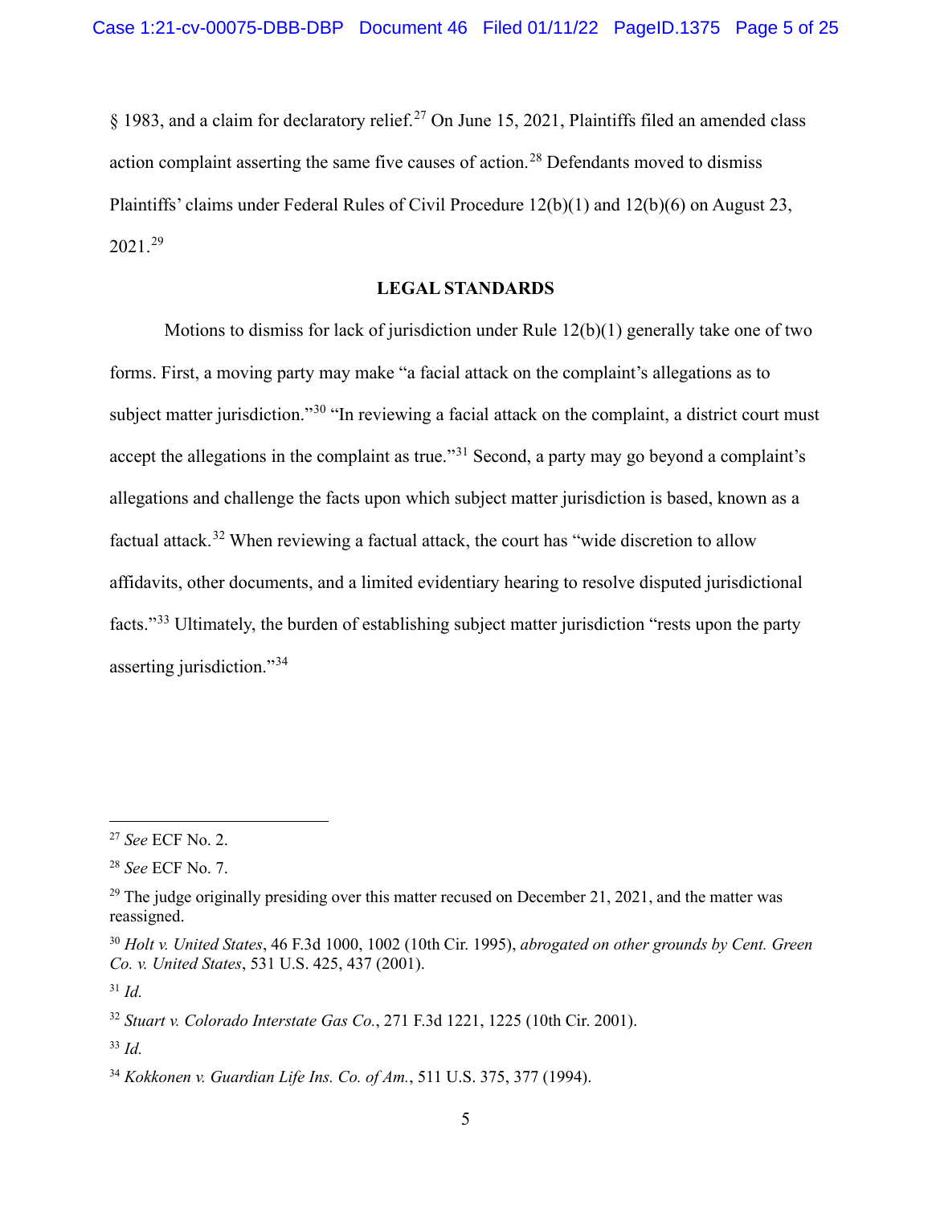§ 1983, and a claim for declaratory relief.[27] On June 15, 2021, Plaintiffs filed an amended class action complaint asserting the same five causes of action.[28] Defendants moved to dismiss Plaintiffs' claims under Federal Rules of Civil Procedure 12(b)(1) and 12(b)(6) on August 23, 2021.[29]

## LEGAL STANDARDS

Motions to dismiss for lack of jurisdiction under Rule 12(b)(1) generally take one of two forms. First, a moving party may make "a facial attack on the complaint's allegations as to subject matter jurisdiction."[30] "In reviewing a facial attack on the complaint, a district court must accept the allegations in the complaint as true."[31] Second, a party may go beyond a complaint's allegations and challenge the facts upon which subject matter jurisdiction is based, known as a factual attack.[32] When reviewing a factual attack, the court has "wide discretion to allow affidavits, other documents, and a limited evidentiary hearing to resolve disputed jurisdictional facts."[33] Ultimately, the burden of establishing subject matter jurisdiction "rests upon the party asserting jurisdiction."[34]

---

[27] *See* ECF No. 2.

[28] *See* ECF No. 7.

[29] The judge originally presiding over this matter recused on December 21, 2021, and the matter was reassigned.

[30] *Holt v. United States*, 46 F.3d 1000, 1002 (10th Cir. 1995), *abrogated on other grounds by Cent. Green Co. v. United States*, 531 U.S. 425, 437 (2001).

[31] *Id.*

[32] *Stuart v. Colorado Interstate Gas Co.*, 271 F.3d 1221, 1225 (10th Cir. 2001).

[33] *Id.*

[34] *Kokkonen v. Guardian Life Ins. Co. of Am.*, 511 U.S. 375, 377 (1994).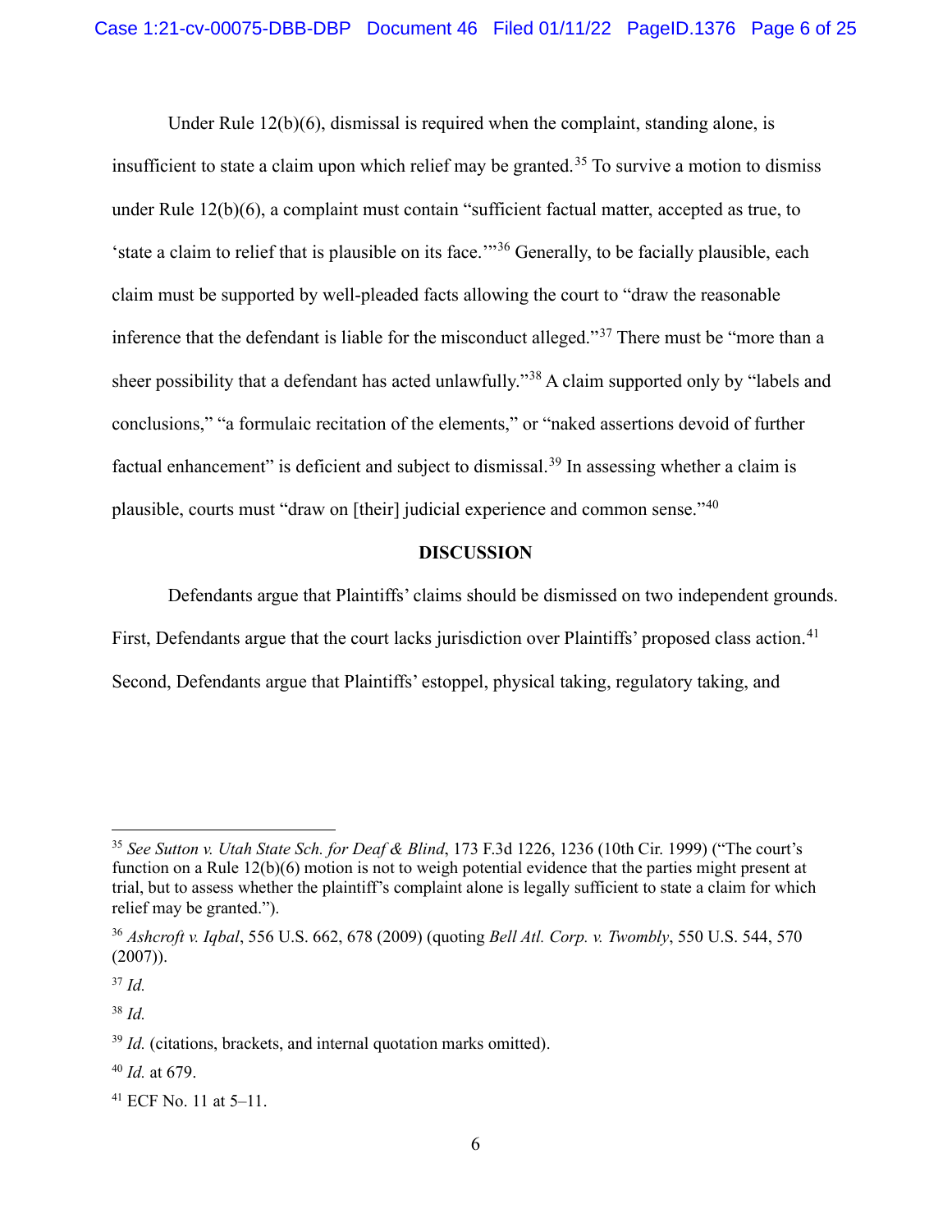Under Rule 12(b)(6), dismissal is required when the complaint, standing alone, is insufficient to state a claim upon which relief may be granted.[35] To survive a motion to dismiss under Rule 12(b)(6), a complaint must contain "sufficient factual matter, accepted as true, to 'state a claim to relief that is plausible on its face.'"[36] Generally, to be facially plausible, each claim must be supported by well-pleaded facts allowing the court to "draw the reasonable inference that the defendant is liable for the misconduct alleged."[37] There must be "more than a sheer possibility that a defendant has acted unlawfully."[38] A claim supported only by "labels and conclusions," "a formulaic recitation of the elements," or "naked assertions devoid of further factual enhancement" is deficient and subject to dismissal.[39] In assessing whether a claim is plausible, courts must "draw on [their] judicial experience and common sense."[40]

**DISCUSSION**

Defendants argue that Plaintiffs' claims should be dismissed on two independent grounds. First, Defendants argue that the court lacks jurisdiction over Plaintiffs' proposed class action.[41] Second, Defendants argue that Plaintiffs' estoppel, physical taking, regulatory taking, and

---

[35] *See Sutton v. Utah State Sch. for Deaf & Blind*, 173 F.3d 1226, 1236 (10th Cir. 1999) ("The court's function on a Rule 12(b)(6) motion is not to weigh potential evidence that the parties might present at trial, but to assess whether the plaintiff's complaint alone is legally sufficient to state a claim for which relief may be granted.").

[36] *Ashcroft v. Iqbal*, 556 U.S. 662, 678 (2009) (quoting *Bell Atl. Corp. v. Twombly*, 550 U.S. 544, 570 (2007)).

[37] *Id.*

[38] *Id.*

[39] *Id.* (citations, brackets, and internal quotation marks omitted).

[40] *Id.* at 679.

[41] ECF No. 11 at 5–11.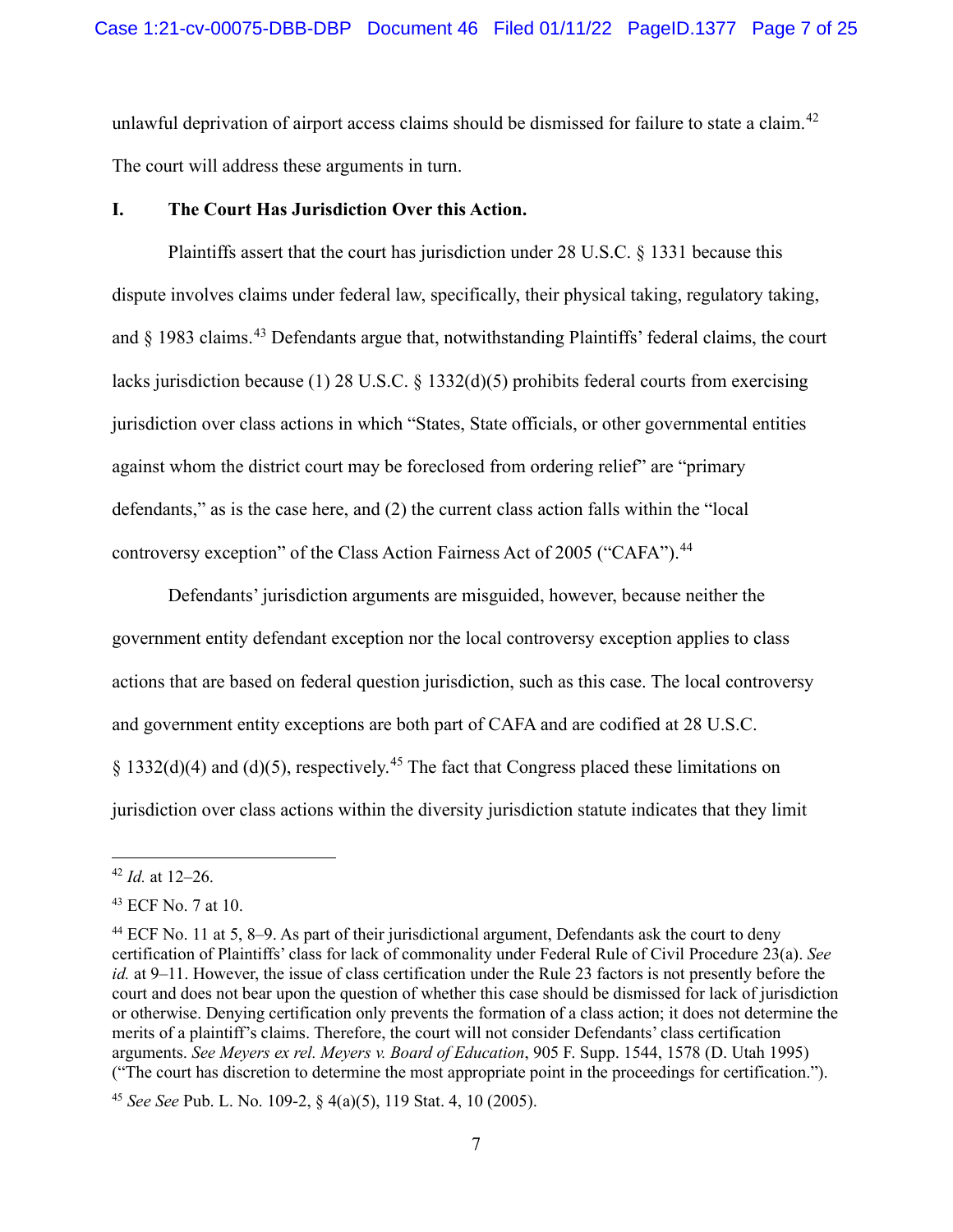unlawful deprivation of airport access claims should be dismissed for failure to state a claim.[42] The court will address these arguments in turn.

## I. The Court Has Jurisdiction Over this Action.

Plaintiffs assert that the court has jurisdiction under 28 U.S.C. § 1331 because this dispute involves claims under federal law, specifically, their physical taking, regulatory taking, and § 1983 claims.[43] Defendants argue that, notwithstanding Plaintiffs' federal claims, the court lacks jurisdiction because (1) 28 U.S.C. § 1332(d)(5) prohibits federal courts from exercising jurisdiction over class actions in which "States, State officials, or other governmental entities against whom the district court may be foreclosed from ordering relief" are "primary defendants," as is the case here, and (2) the current class action falls within the "local controversy exception" of the Class Action Fairness Act of 2005 ("CAFA").[44]

Defendants' jurisdiction arguments are misguided, however, because neither the government entity defendant exception nor the local controversy exception applies to class actions that are based on federal question jurisdiction, such as this case. The local controversy and government entity exceptions are both part of CAFA and are codified at 28 U.S.C. § 1332(d)(4) and (d)(5), respectively.[45] The fact that Congress placed these limitations on jurisdiction over class actions within the diversity jurisdiction statute indicates that they limit

---

[42] *Id.* at 12–26.

[43] ECF No. 7 at 10.

[44] ECF No. 11 at 5, 8–9. As part of their jurisdictional argument, Defendants ask the court to deny certification of Plaintiffs' class for lack of commonality under Federal Rule of Civil Procedure 23(a). *See id.* at 9–11. However, the issue of class certification under the Rule 23 factors is not presently before the court and does not bear upon the question of whether this case should be dismissed for lack of jurisdiction or otherwise. Denying certification only prevents the formation of a class action; it does not determine the merits of a plaintiff's claims. Therefore, the court will not consider Defendants' class certification arguments. *See Meyers ex rel. Meyers v. Board of Education*, 905 F. Supp. 1544, 1578 (D. Utah 1995) ("The court has discretion to determine the most appropriate point in the proceedings for certification.").

[45] *See See* Pub. L. No. 109-2, § 4(a)(5), 119 Stat. 4, 10 (2005).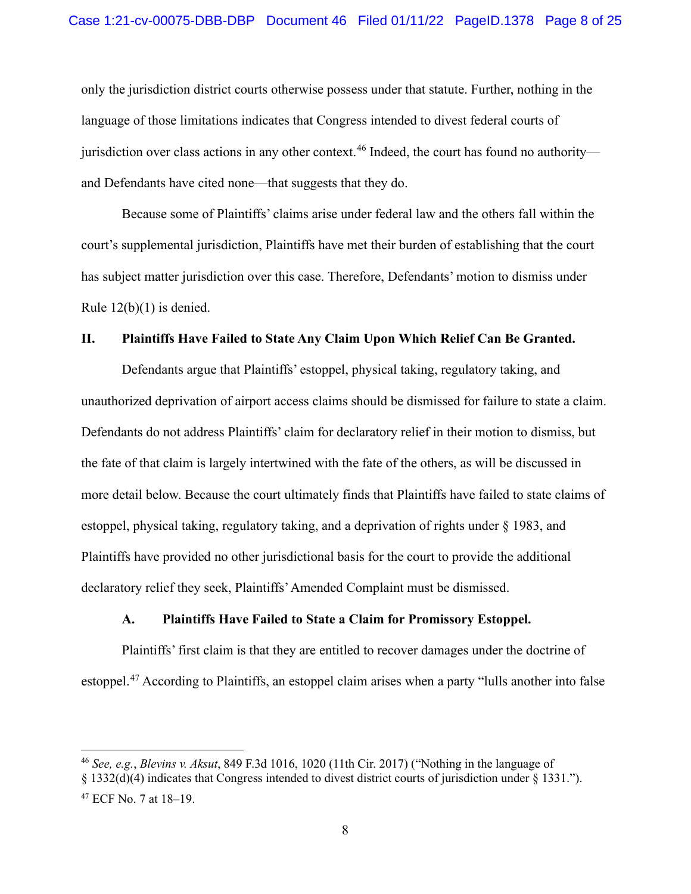only the jurisdiction district courts otherwise possess under that statute. Further, nothing in the language of those limitations indicates that Congress intended to divest federal courts of jurisdiction over class actions in any other context.[46] Indeed, the court has found no authority—and Defendants have cited none—that suggests that they do.

Because some of Plaintiffs' claims arise under federal law and the others fall within the court's supplemental jurisdiction, Plaintiffs have met their burden of establishing that the court has subject matter jurisdiction over this case. Therefore, Defendants' motion to dismiss under Rule 12(b)(1) is denied.

## II. Plaintiffs Have Failed to State Any Claim Upon Which Relief Can Be Granted.

Defendants argue that Plaintiffs' estoppel, physical taking, regulatory taking, and unauthorized deprivation of airport access claims should be dismissed for failure to state a claim. Defendants do not address Plaintiffs' claim for declaratory relief in their motion to dismiss, but the fate of that claim is largely intertwined with the fate of the others, as will be discussed in more detail below. Because the court ultimately finds that Plaintiffs have failed to state claims of estoppel, physical taking, regulatory taking, and a deprivation of rights under § 1983, and Plaintiffs have provided no other jurisdictional basis for the court to provide the additional declaratory relief they seek, Plaintiffs' Amended Complaint must be dismissed.

### A. Plaintiffs Have Failed to State a Claim for Promissory Estoppel.

Plaintiffs' first claim is that they are entitled to recover damages under the doctrine of estoppel.[47] According to Plaintiffs, an estoppel claim arises when a party "lulls another into false

---

[46] *See, e.g.*, *Blevins v. Aksut*, 849 F.3d 1016, 1020 (11th Cir. 2017) ("Nothing in the language of § 1332(d)(4) indicates that Congress intended to divest district courts of jurisdiction under § 1331.").

[47] ECF No. 7 at 18–19.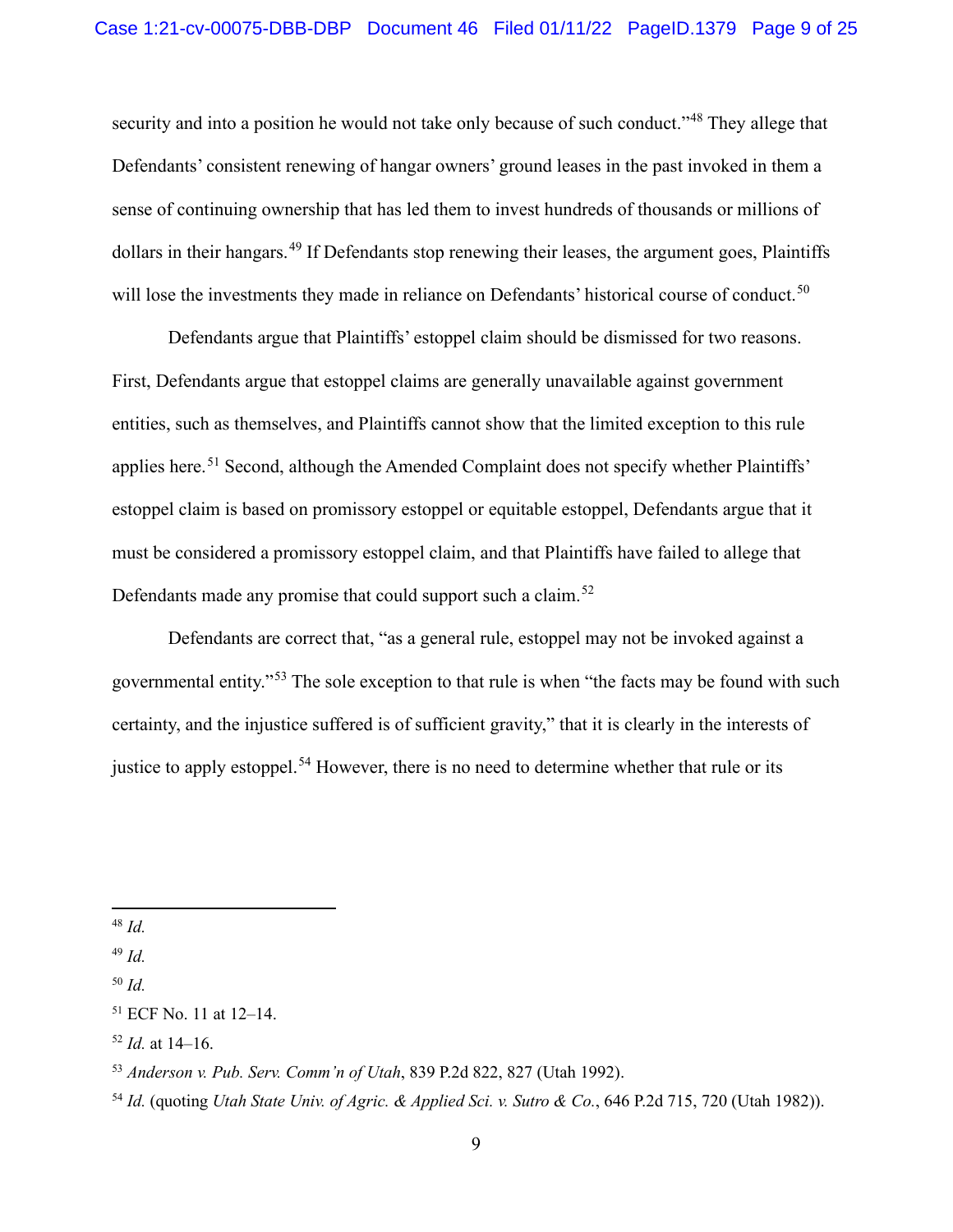security and into a position he would not take only because of such conduct."[48] They allege that Defendants' consistent renewing of hangar owners' ground leases in the past invoked in them a sense of continuing ownership that has led them to invest hundreds of thousands or millions of dollars in their hangars.[49] If Defendants stop renewing their leases, the argument goes, Plaintiffs will lose the investments they made in reliance on Defendants' historical course of conduct.[50]

Defendants argue that Plaintiffs' estoppel claim should be dismissed for two reasons. First, Defendants argue that estoppel claims are generally unavailable against government entities, such as themselves, and Plaintiffs cannot show that the limited exception to this rule applies here.[51] Second, although the Amended Complaint does not specify whether Plaintiffs' estoppel claim is based on promissory estoppel or equitable estoppel, Defendants argue that it must be considered a promissory estoppel claim, and that Plaintiffs have failed to allege that Defendants made any promise that could support such a claim.[52]

Defendants are correct that, "as a general rule, estoppel may not be invoked against a governmental entity."[53] The sole exception to that rule is when "the facts may be found with such certainty, and the injustice suffered is of sufficient gravity," that it is clearly in the interests of justice to apply estoppel.[54] However, there is no need to determine whether that rule or its

---

[48] *Id.*

[49] *Id.*

[50] *Id.*

[51] ECF No. 11 at 12–14.

[52] *Id.* at 14–16.

[53] *Anderson v. Pub. Serv. Comm'n of Utah*, 839 P.2d 822, 827 (Utah 1992).

[54] *Id.* (quoting *Utah State Univ. of Agric. & Applied Sci. v. Sutro & Co.*, 646 P.2d 715, 720 (Utah 1982)).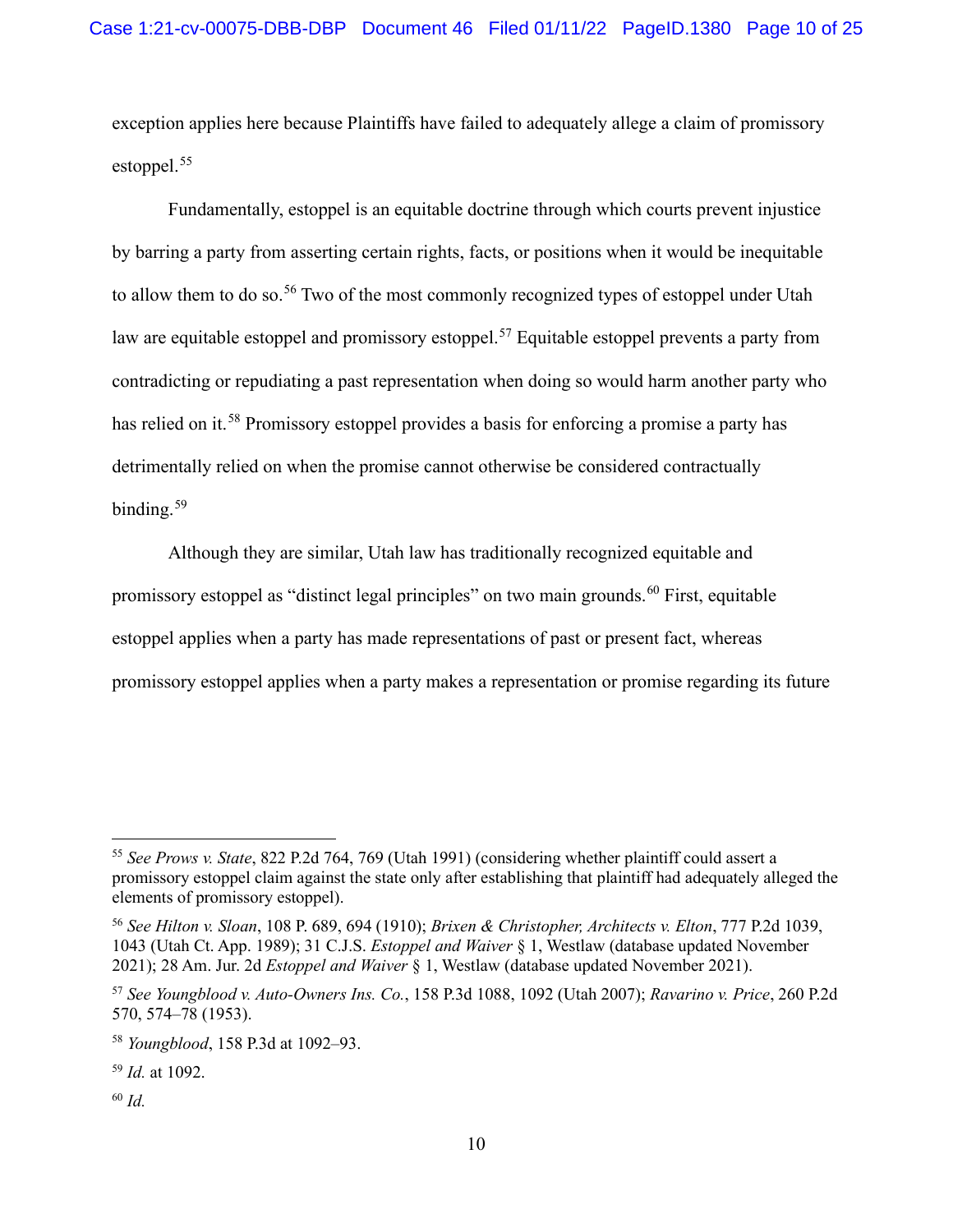exception applies here because Plaintiffs have failed to adequately allege a claim of promissory estoppel.[55]

Fundamentally, estoppel is an equitable doctrine through which courts prevent injustice by barring a party from asserting certain rights, facts, or positions when it would be inequitable to allow them to do so.[56] Two of the most commonly recognized types of estoppel under Utah law are equitable estoppel and promissory estoppel.[57] Equitable estoppel prevents a party from contradicting or repudiating a past representation when doing so would harm another party who has relied on it.[58] Promissory estoppel provides a basis for enforcing a promise a party has detrimentally relied on when the promise cannot otherwise be considered contractually binding.[59]

Although they are similar, Utah law has traditionally recognized equitable and promissory estoppel as "distinct legal principles" on two main grounds.[60] First, equitable estoppel applies when a party has made representations of past or present fact, whereas promissory estoppel applies when a party makes a representation or promise regarding its future

---

[55] *See Prows v. State*, 822 P.2d 764, 769 (Utah 1991) (considering whether plaintiff could assert a promissory estoppel claim against the state only after establishing that plaintiff had adequately alleged the elements of promissory estoppel).

[56] *See Hilton v. Sloan*, 108 P. 689, 694 (1910); *Brixen & Christopher, Architects v. Elton*, 777 P.2d 1039, 1043 (Utah Ct. App. 1989); 31 C.J.S. *Estoppel and Waiver* § 1, Westlaw (database updated November 2021); 28 Am. Jur. 2d *Estoppel and Waiver* § 1, Westlaw (database updated November 2021).

[57] *See Youngblood v. Auto-Owners Ins. Co.*, 158 P.3d 1088, 1092 (Utah 2007); *Ravarino v. Price*, 260 P.2d 570, 574–78 (1953).

[58] *Youngblood*, 158 P.3d at 1092–93.

[59] *Id.* at 1092.

[60] *Id.*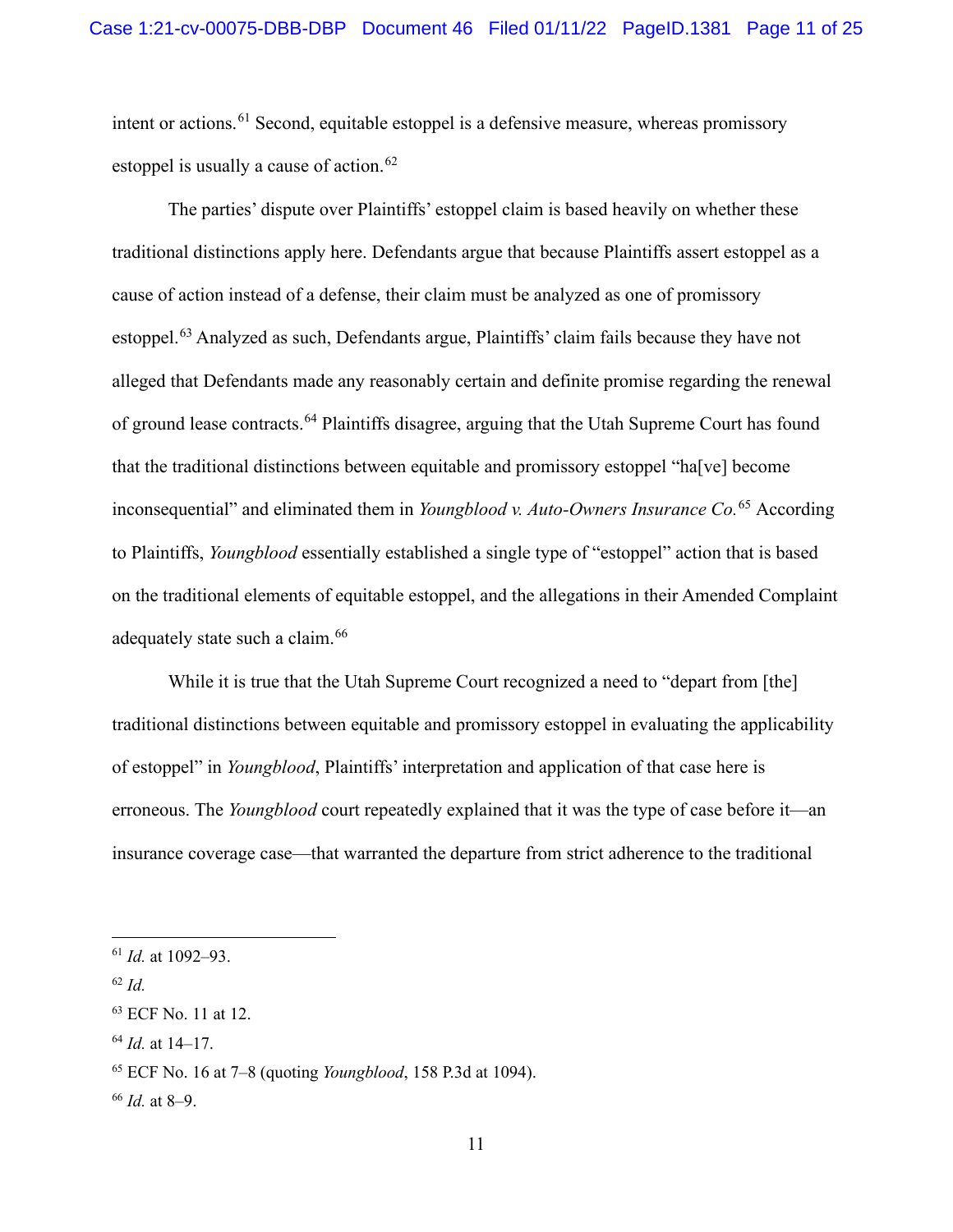intent or actions.[61] Second, equitable estoppel is a defensive measure, whereas promissory estoppel is usually a cause of action.[62]

The parties' dispute over Plaintiffs' estoppel claim is based heavily on whether these traditional distinctions apply here. Defendants argue that because Plaintiffs assert estoppel as a cause of action instead of a defense, their claim must be analyzed as one of promissory estoppel.[63] Analyzed as such, Defendants argue, Plaintiffs' claim fails because they have not alleged that Defendants made any reasonably certain and definite promise regarding the renewal of ground lease contracts.[64] Plaintiffs disagree, arguing that the Utah Supreme Court has found that the traditional distinctions between equitable and promissory estoppel "ha[ve] become inconsequential" and eliminated them in *Youngblood v. Auto-Owners Insurance Co.*[65] According to Plaintiffs, *Youngblood* essentially established a single type of "estoppel" action that is based on the traditional elements of equitable estoppel, and the allegations in their Amended Complaint adequately state such a claim.[66]

While it is true that the Utah Supreme Court recognized a need to "depart from [the] traditional distinctions between equitable and promissory estoppel in evaluating the applicability of estoppel" in *Youngblood*, Plaintiffs' interpretation and application of that case here is erroneous. The *Youngblood* court repeatedly explained that it was the type of case before it—an insurance coverage case—that warranted the departure from strict adherence to the traditional

---

[61] *Id.* at 1092–93.

[62] *Id.*

[63] ECF No. 11 at 12.

[64] *Id.* at 14–17.

[65] ECF No. 16 at 7–8 (quoting *Youngblood*, 158 P.3d at 1094).

[66] *Id.* at 8–9.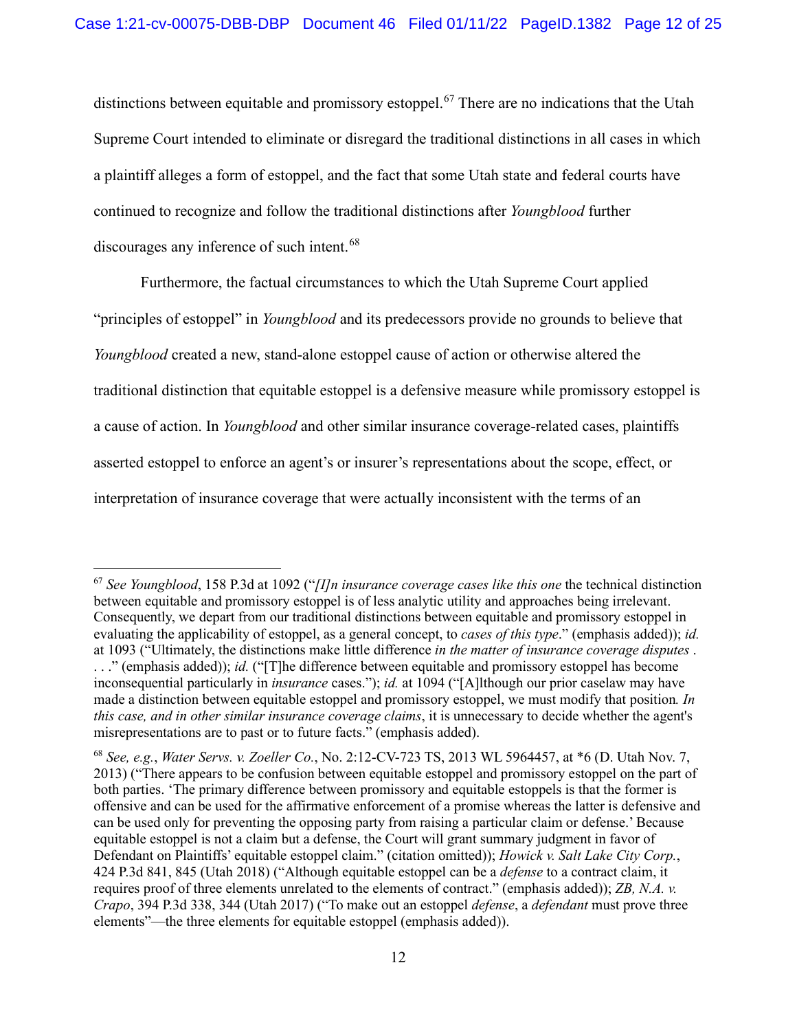distinctions between equitable and promissory estoppel.[67] There are no indications that the Utah Supreme Court intended to eliminate or disregard the traditional distinctions in all cases in which a plaintiff alleges a form of estoppel, and the fact that some Utah state and federal courts have continued to recognize and follow the traditional distinctions after *Youngblood* further discourages any inference of such intent.[68]

Furthermore, the factual circumstances to which the Utah Supreme Court applied "principles of estoppel" in *Youngblood* and its predecessors provide no grounds to believe that *Youngblood* created a new, stand-alone estoppel cause of action or otherwise altered the traditional distinction that equitable estoppel is a defensive measure while promissory estoppel is a cause of action. In *Youngblood* and other similar insurance coverage-related cases, plaintiffs asserted estoppel to enforce an agent's or insurer's representations about the scope, effect, or interpretation of insurance coverage that were actually inconsistent with the terms of an

---

[67] *See Youngblood*, 158 P.3d at 1092 ("*[I]n insurance coverage cases like this one* the technical distinction between equitable and promissory estoppel is of less analytic utility and approaches being irrelevant. Consequently, we depart from our traditional distinctions between equitable and promissory estoppel in evaluating the applicability of estoppel, as a general concept, to *cases of this type*." (emphasis added)); *id.* at 1093 ("Ultimately, the distinctions make little difference *in the matter of insurance coverage disputes* . . . ." (emphasis added)); *id.* ("[T]he difference between equitable and promissory estoppel has become inconsequential particularly in *insurance* cases."); *id.* at 1094 ("[A]lthough our prior caselaw may have made a distinction between equitable estoppel and promissory estoppel, we must modify that position. *In this case, and in other similar insurance coverage claims*, it is unnecessary to decide whether the agent's misrepresentations are to past or to future facts." (emphasis added).

[68] *See, e.g.*, *Water Servs. v. Zoeller Co.*, No. 2:12-CV-723 TS, 2013 WL 5964457, at *6 (D. Utah Nov. 7, 2013) ("There appears to be confusion between equitable estoppel and promissory estoppel on the part of both parties. 'The primary difference between promissory and equitable estoppels is that the former is offensive and can be used for the affirmative enforcement of a promise whereas the latter is defensive and can be used only for preventing the opposing party from raising a particular claim or defense.' Because equitable estoppel is not a claim but a defense, the Court will grant summary judgment in favor of Defendant on Plaintiffs' equitable estoppel claim." (citation omitted)); *Howick v. Salt Lake City Corp.*, 424 P.3d 841, 845 (Utah 2018) ("Although equitable estoppel can be a *defense* to a contract claim, it requires proof of three elements unrelated to the elements of contract." (emphasis added)); *ZB, N.A. v. Crapo*, 394 P.3d 338, 344 (Utah 2017) ("To make out an estoppel *defense*, a *defendant* must prove three elements"—the three elements for equitable estoppel (emphasis added)).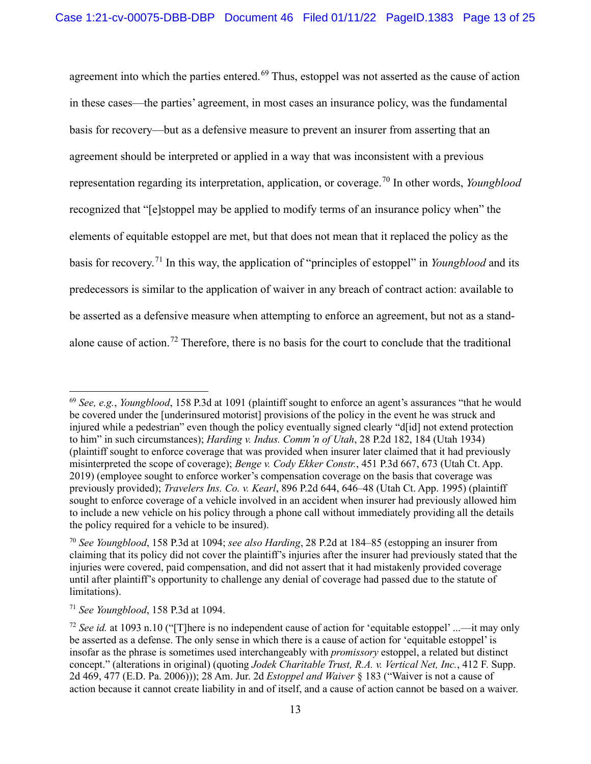agreement into which the parties entered.[69] Thus, estoppel was not asserted as the cause of action in these cases—the parties' agreement, in most cases an insurance policy, was the fundamental basis for recovery—but as a defensive measure to prevent an insurer from asserting that an agreement should be interpreted or applied in a way that was inconsistent with a previous representation regarding its interpretation, application, or coverage.[70] In other words, *Youngblood* recognized that "[e]stoppel may be applied to modify terms of an insurance policy when" the elements of equitable estoppel are met, but that does not mean that it replaced the policy as the basis for recovery.[71] In this way, the application of "principles of estoppel" in *Youngblood* and its predecessors is similar to the application of waiver in any breach of contract action: available to be asserted as a defensive measure when attempting to enforce an agreement, but not as a stand-alone cause of action.[72] Therefore, there is no basis for the court to conclude that the traditional

---

[69] *See, e.g.*, *Youngblood*, 158 P.3d at 1091 (plaintiff sought to enforce an agent's assurances "that he would be covered under the [underinsured motorist] provisions of the policy in the event he was struck and injured while a pedestrian" even though the policy eventually signed clearly "d[id] not extend protection to him" in such circumstances); *Harding v. Indus. Comm'n of Utah*, 28 P.2d 182, 184 (Utah 1934) (plaintiff sought to enforce coverage that was provided when insurer later claimed that it had previously misinterpreted the scope of coverage); *Benge v. Cody Ekker Constr.*, 451 P.3d 667, 673 (Utah Ct. App. 2019) (employee sought to enforce worker's compensation coverage on the basis that coverage was previously provided); *Travelers Ins. Co. v. Kearl*, 896 P.2d 644, 646–48 (Utah Ct. App. 1995) (plaintiff sought to enforce coverage of a vehicle involved in an accident when insurer had previously allowed him to include a new vehicle on his policy through a phone call without immediately providing all the details the policy required for a vehicle to be insured).

[70] *See Youngblood*, 158 P.3d at 1094; *see also Harding*, 28 P.2d at 184–85 (estopping an insurer from claiming that its policy did not cover the plaintiff's injuries after the insurer had previously stated that the injuries were covered, paid compensation, and did not assert that it had mistakenly provided coverage until after plaintiff's opportunity to challenge any denial of coverage had passed due to the statute of limitations).

[71] *See Youngblood*, 158 P.3d at 1094.

[72] *See id.* at 1093 n.10 ("[T]here is no independent cause of action for 'equitable estoppel' ...—it may only be asserted as a defense. The only sense in which there is a cause of action for 'equitable estoppel' is insofar as the phrase is sometimes used interchangeably with *promissory* estoppel, a related but distinct concept." (alterations in original) (quoting *Jodek Charitable Trust, R.A. v. Vertical Net, Inc.*, 412 F. Supp. 2d 469, 477 (E.D. Pa. 2006))); 28 Am. Jur. 2d *Estoppel and Waiver* § 183 ("Waiver is not a cause of action because it cannot create liability in and of itself, and a cause of action cannot be based on a waiver.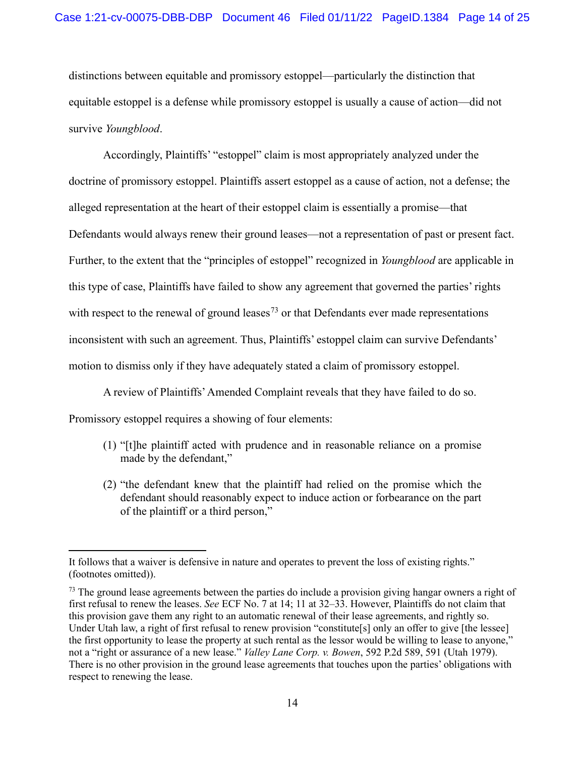distinctions between equitable and promissory estoppel—particularly the distinction that equitable estoppel is a defense while promissory estoppel is usually a cause of action—did not survive *Youngblood*.

Accordingly, Plaintiffs' "estoppel" claim is most appropriately analyzed under the doctrine of promissory estoppel. Plaintiffs assert estoppel as a cause of action, not a defense; the alleged representation at the heart of their estoppel claim is essentially a promise—that Defendants would always renew their ground leases—not a representation of past or present fact. Further, to the extent that the "principles of estoppel" recognized in *Youngblood* are applicable in this type of case, Plaintiffs have failed to show any agreement that governed the parties' rights with respect to the renewal of ground leases[73] or that Defendants ever made representations inconsistent with such an agreement. Thus, Plaintiffs' estoppel claim can survive Defendants' motion to dismiss only if they have adequately stated a claim of promissory estoppel.

A review of Plaintiffs' Amended Complaint reveals that they have failed to do so. Promissory estoppel requires a showing of four elements:

> (1) "[t]he plaintiff acted with prudence and in reasonable reliance on a promise made by the defendant,"
>
> (2) "the defendant knew that the plaintiff had relied on the promise which the defendant should reasonably expect to induce action or forbearance on the part of the plaintiff or a third person,"

---

It follows that a waiver is defensive in nature and operates to prevent the loss of existing rights." (footnotes omitted)).

[73] The ground lease agreements between the parties do include a provision giving hangar owners a right of first refusal to renew the leases. *See* ECF No. 7 at 14; 11 at 32–33. However, Plaintiffs do not claim that this provision gave them any right to an automatic renewal of their lease agreements, and rightly so. Under Utah law, a right of first refusal to renew provision "constitute[s] only an offer to give [the lessee] the first opportunity to lease the property at such rental as the lessor would be willing to lease to anyone," not a "right or assurance of a new lease." *Valley Lane Corp. v. Bowen*, 592 P.2d 589, 591 (Utah 1979). There is no other provision in the ground lease agreements that touches upon the parties' obligations with respect to renewing the lease.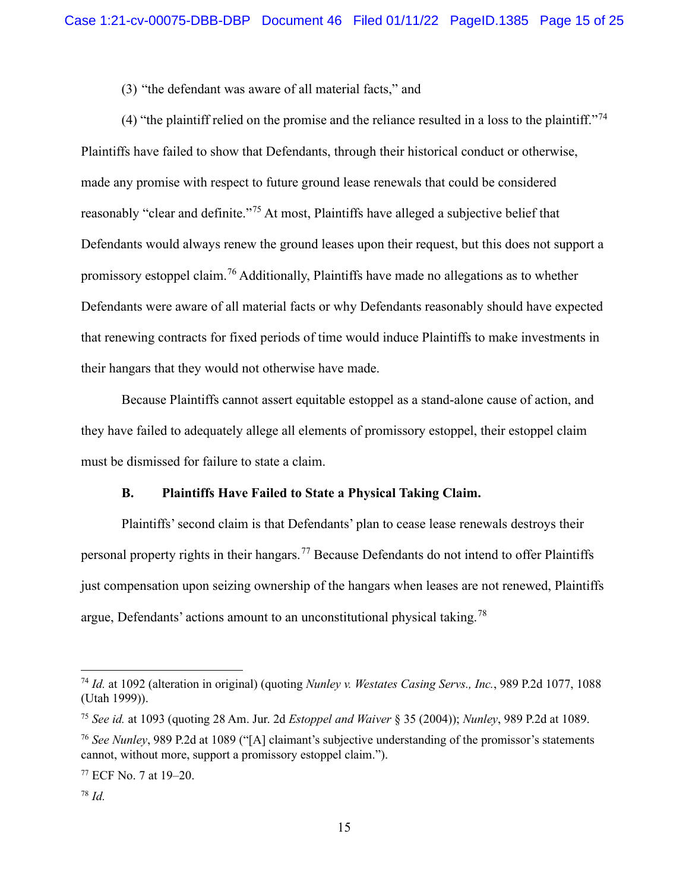(3) "the defendant was aware of all material facts," and

(4) "the plaintiff relied on the promise and the reliance resulted in a loss to the plaintiff."[74]

Plaintiffs have failed to show that Defendants, through their historical conduct or otherwise, made any promise with respect to future ground lease renewals that could be considered reasonably "clear and definite."[75] At most, Plaintiffs have alleged a subjective belief that Defendants would always renew the ground leases upon their request, but this does not support a promissory estoppel claim.[76] Additionally, Plaintiffs have made no allegations as to whether Defendants were aware of all material facts or why Defendants reasonably should have expected that renewing contracts for fixed periods of time would induce Plaintiffs to make investments in their hangars that they would not otherwise have made.

Because Plaintiffs cannot assert equitable estoppel as a stand-alone cause of action, and they have failed to adequately allege all elements of promissory estoppel, their estoppel claim must be dismissed for failure to state a claim.

**B. Plaintiffs Have Failed to State a Physical Taking Claim.**

Plaintiffs' second claim is that Defendants' plan to cease lease renewals destroys their personal property rights in their hangars.[77] Because Defendants do not intend to offer Plaintiffs just compensation upon seizing ownership of the hangars when leases are not renewed, Plaintiffs argue, Defendants' actions amount to an unconstitutional physical taking.[78]

---

[74] *Id.* at 1092 (alteration in original) (quoting *Nunley v. Westates Casing Servs., Inc.*, 989 P.2d 1077, 1088 (Utah 1999)).

[75] *See id.* at 1093 (quoting 28 Am. Jur. 2d *Estoppel and Waiver* § 35 (2004)); *Nunley*, 989 P.2d at 1089.

[76] *See Nunley*, 989 P.2d at 1089 ("[A] claimant's subjective understanding of the promissor's statements cannot, without more, support a promissory estoppel claim.").

[77] ECF No. 7 at 19–20.

[78] *Id.*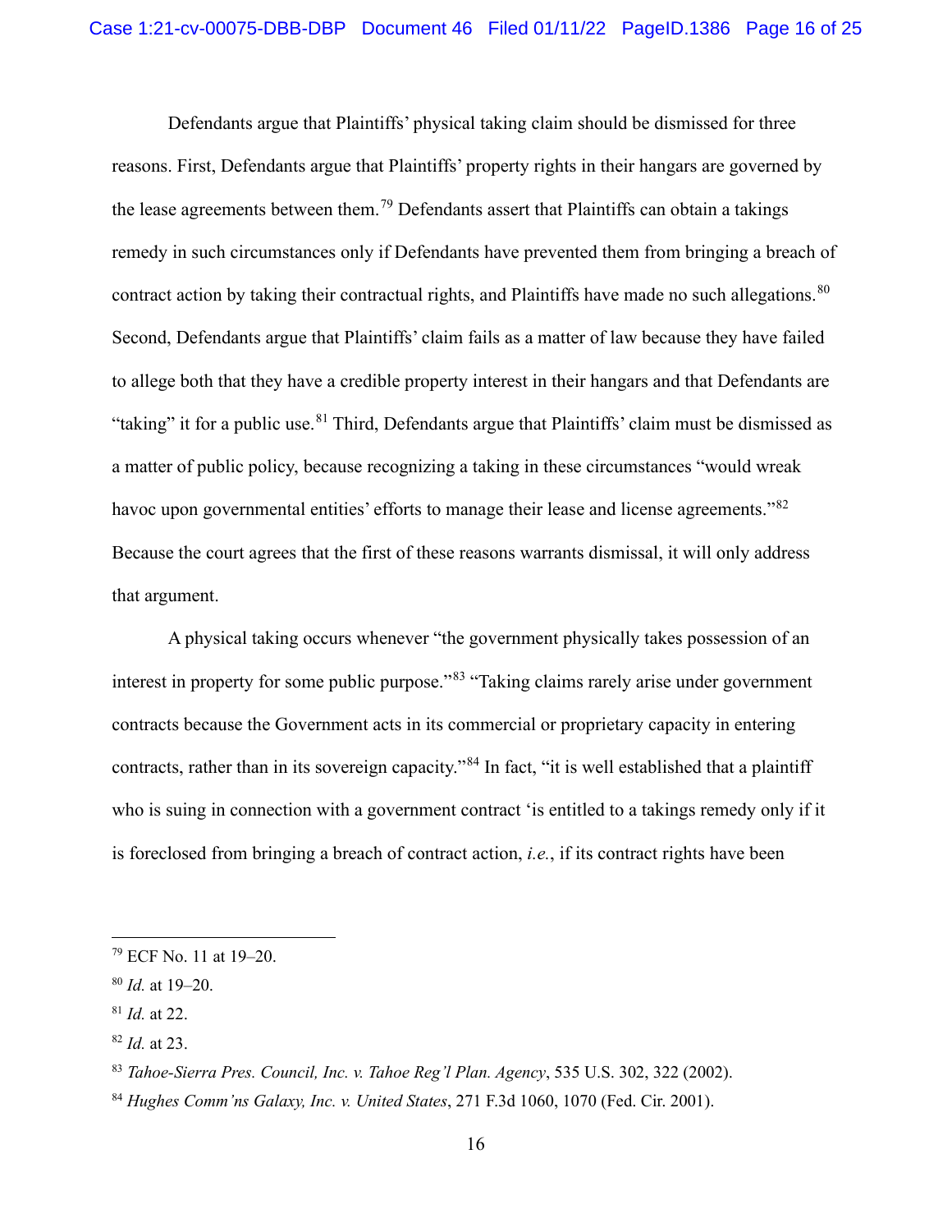Defendants argue that Plaintiffs' physical taking claim should be dismissed for three reasons. First, Defendants argue that Plaintiffs' property rights in their hangars are governed by the lease agreements between them.[79] Defendants assert that Plaintiffs can obtain a takings remedy in such circumstances only if Defendants have prevented them from bringing a breach of contract action by taking their contractual rights, and Plaintiffs have made no such allegations.[80] Second, Defendants argue that Plaintiffs' claim fails as a matter of law because they have failed to allege both that they have a credible property interest in their hangars and that Defendants are "taking" it for a public use.[81] Third, Defendants argue that Plaintiffs' claim must be dismissed as a matter of public policy, because recognizing a taking in these circumstances "would wreak havoc upon governmental entities' efforts to manage their lease and license agreements."[82] Because the court agrees that the first of these reasons warrants dismissal, it will only address that argument.

A physical taking occurs whenever "the government physically takes possession of an interest in property for some public purpose."[83] "Taking claims rarely arise under government contracts because the Government acts in its commercial or proprietary capacity in entering contracts, rather than in its sovereign capacity."[84] In fact, "it is well established that a plaintiff who is suing in connection with a government contract 'is entitled to a takings remedy only if it is foreclosed from bringing a breach of contract action, *i.e.*, if its contract rights have been

---

[79] ECF No. 11 at 19–20.

[80] *Id.* at 19–20.

[81] *Id.* at 22.

[82] *Id.* at 23.

[83] *Tahoe-Sierra Pres. Council, Inc. v. Tahoe Reg'l Plan. Agency*, 535 U.S. 302, 322 (2002).

[84] *Hughes Comm'ns Galaxy, Inc. v. United States*, 271 F.3d 1060, 1070 (Fed. Cir. 2001).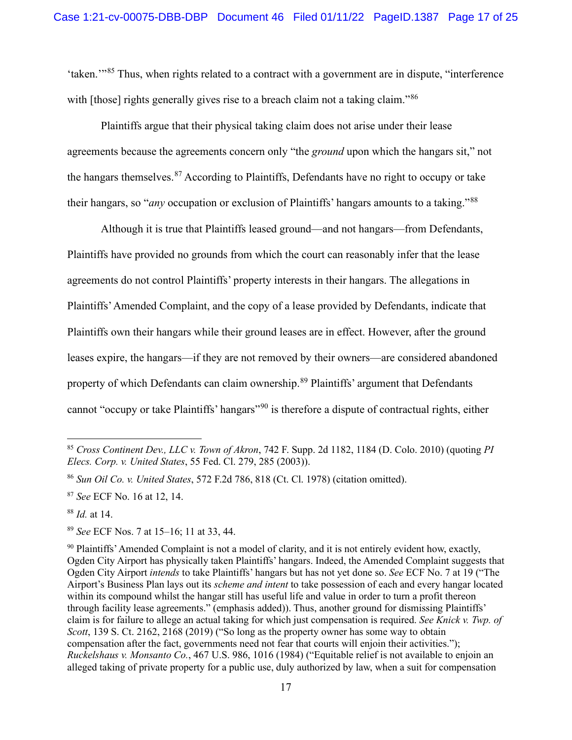'taken.'"[85] Thus, when rights related to a contract with a government are in dispute, "interference with [those] rights generally gives rise to a breach claim not a taking claim."[86]

Plaintiffs argue that their physical taking claim does not arise under their lease agreements because the agreements concern only "the *ground* upon which the hangars sit," not the hangars themselves.[87] According to Plaintiffs, Defendants have no right to occupy or take their hangars, so "*any* occupation or exclusion of Plaintiffs' hangars amounts to a taking."[88]

Although it is true that Plaintiffs leased ground—and not hangars—from Defendants, Plaintiffs have provided no grounds from which the court can reasonably infer that the lease agreements do not control Plaintiffs' property interests in their hangars. The allegations in Plaintiffs' Amended Complaint, and the copy of a lease provided by Defendants, indicate that Plaintiffs own their hangars while their ground leases are in effect. However, after the ground leases expire, the hangars—if they are not removed by their owners—are considered abandoned property of which Defendants can claim ownership.[89] Plaintiffs' argument that Defendants cannot "occupy or take Plaintiffs' hangars"[90] is therefore a dispute of contractual rights, either

---

[85] *Cross Continent Dev., LLC v. Town of Akron*, 742 F. Supp. 2d 1182, 1184 (D. Colo. 2010) (quoting *PI Elecs. Corp. v. United States*, 55 Fed. Cl. 279, 285 (2003)).

[86] *Sun Oil Co. v. United States*, 572 F.2d 786, 818 (Ct. Cl. 1978) (citation omitted).

[87] *See* ECF No. 16 at 12, 14.

[88] *Id.* at 14.

[89] *See* ECF Nos. 7 at 15–16; 11 at 33, 44.

[90] Plaintiffs' Amended Complaint is not a model of clarity, and it is not entirely evident how, exactly, Ogden City Airport has physically taken Plaintiffs' hangars. Indeed, the Amended Complaint suggests that Ogden City Airport *intends* to take Plaintiffs' hangars but has not yet done so. *See* ECF No. 7 at 19 ("The Airport's Business Plan lays out its *scheme and intent* to take possession of each and every hangar located within its compound whilst the hangar still has useful life and value in order to turn a profit thereon through facility lease agreements." (emphasis added)). Thus, another ground for dismissing Plaintiffs' claim is for failure to allege an actual taking for which just compensation is required. *See Knick v. Twp. of Scott*, 139 S. Ct. 2162, 2168 (2019) ("So long as the property owner has some way to obtain compensation after the fact, governments need not fear that courts will enjoin their activities."); *Ruckelshaus v. Monsanto Co.*, 467 U.S. 986, 1016 (1984) ("Equitable relief is not available to enjoin an alleged taking of private property for a public use, duly authorized by law, when a suit for compensation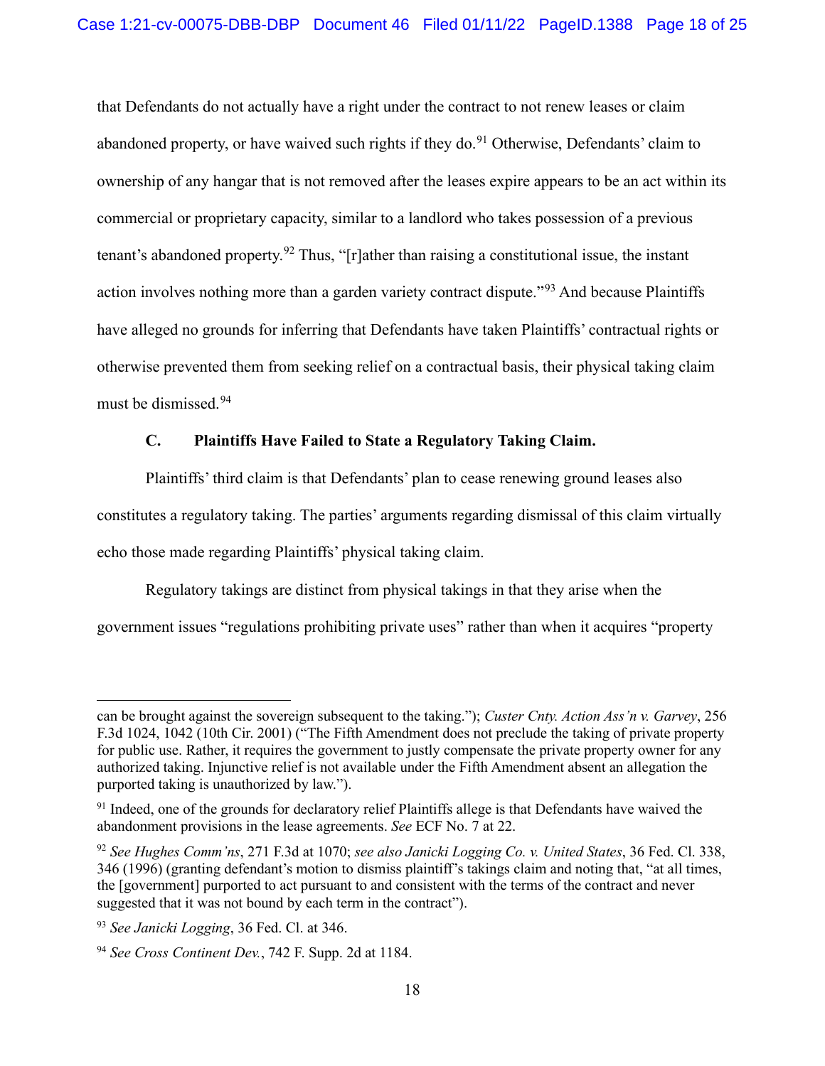that Defendants do not actually have a right under the contract to not renew leases or claim abandoned property, or have waived such rights if they do.[91] Otherwise, Defendants' claim to ownership of any hangar that is not removed after the leases expire appears to be an act within its commercial or proprietary capacity, similar to a landlord who takes possession of a previous tenant's abandoned property.[92] Thus, "[r]ather than raising a constitutional issue, the instant action involves nothing more than a garden variety contract dispute."[93] And because Plaintiffs have alleged no grounds for inferring that Defendants have taken Plaintiffs' contractual rights or otherwise prevented them from seeking relief on a contractual basis, their physical taking claim must be dismissed.[94]

### C. Plaintiffs Have Failed to State a Regulatory Taking Claim.

Plaintiffs' third claim is that Defendants' plan to cease renewing ground leases also constitutes a regulatory taking. The parties' arguments regarding dismissal of this claim virtually echo those made regarding Plaintiffs' physical taking claim.

Regulatory takings are distinct from physical takings in that they arise when the government issues "regulations prohibiting private uses" rather than when it acquires "property

---

can be brought against the sovereign subsequent to the taking."); *Custer Cnty. Action Ass'n v. Garvey*, 256 F.3d 1024, 1042 (10th Cir. 2001) ("The Fifth Amendment does not preclude the taking of private property for public use. Rather, it requires the government to justly compensate the private property owner for any authorized taking. Injunctive relief is not available under the Fifth Amendment absent an allegation the purported taking is unauthorized by law.").

[91] Indeed, one of the grounds for declaratory relief Plaintiffs allege is that Defendants have waived the abandonment provisions in the lease agreements. *See* ECF No. 7 at 22.

[92] *See Hughes Comm'ns*, 271 F.3d at 1070; *see also Janicki Logging Co. v. United States*, 36 Fed. Cl. 338, 346 (1996) (granting defendant's motion to dismiss plaintiff's takings claim and noting that, "at all times, the [government] purported to act pursuant to and consistent with the terms of the contract and never suggested that it was not bound by each term in the contract").

[93] *See Janicki Logging*, 36 Fed. Cl. at 346.

[94] *See Cross Continent Dev.*, 742 F. Supp. 2d at 1184.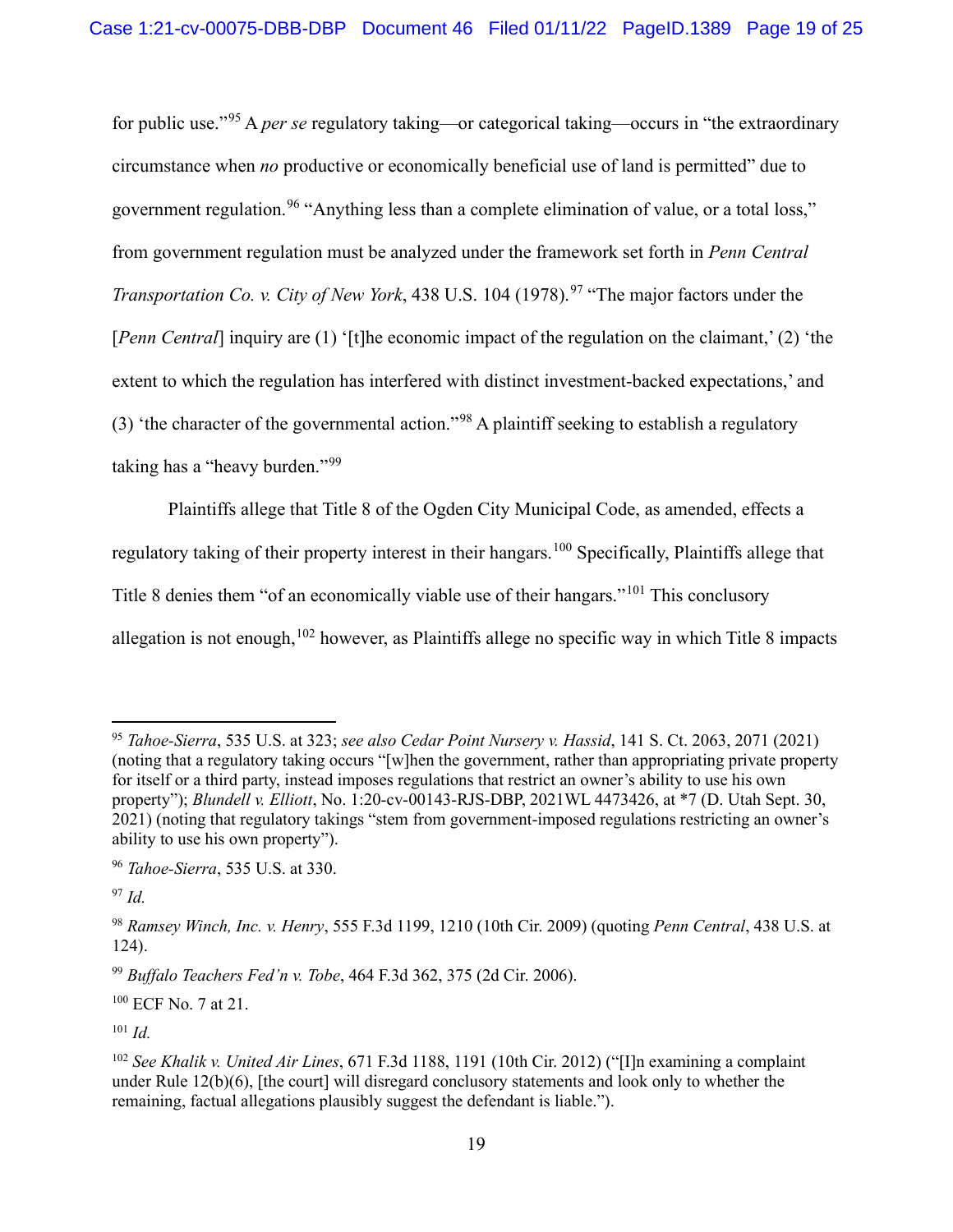for public use."[95] A *per se* regulatory taking—or categorical taking—occurs in "the extraordinary circumstance when *no* productive or economically beneficial use of land is permitted" due to government regulation.[96] "Anything less than a complete elimination of value, or a total loss," from government regulation must be analyzed under the framework set forth in *Penn Central Transportation Co. v. City of New York*, 438 U.S. 104 (1978).[97] "The major factors under the [*Penn Central*] inquiry are (1) '[t]he economic impact of the regulation on the claimant,' (2) 'the extent to which the regulation has interfered with distinct investment-backed expectations,' and (3) 'the character of the governmental action."[98] A plaintiff seeking to establish a regulatory taking has a "heavy burden."[99]

Plaintiffs allege that Title 8 of the Ogden City Municipal Code, as amended, effects a regulatory taking of their property interest in their hangars.[100] Specifically, Plaintiffs allege that Title 8 denies them "of an economically viable use of their hangars."[101] This conclusory allegation is not enough,[102] however, as Plaintiffs allege no specific way in which Title 8 impacts

---

[95] *Tahoe-Sierra*, 535 U.S. at 323; *see also Cedar Point Nursery v. Hassid*, 141 S. Ct. 2063, 2071 (2021) (noting that a regulatory taking occurs "[w]hen the government, rather than appropriating private property for itself or a third party, instead imposes regulations that restrict an owner's ability to use his own property"); *Blundell v. Elliott*, No. 1:20-cv-00143-RJS-DBP, 2021WL 4473426, at *7 (D. Utah Sept. 30, 2021) (noting that regulatory takings "stem from government-imposed regulations restricting an owner's ability to use his own property").

[96] *Tahoe-Sierra*, 535 U.S. at 330.

[97] *Id.*

[98] *Ramsey Winch, Inc. v. Henry*, 555 F.3d 1199, 1210 (10th Cir. 2009) (quoting *Penn Central*, 438 U.S. at 124).

[99] *Buffalo Teachers Fed'n v. Tobe*, 464 F.3d 362, 375 (2d Cir. 2006).

[100] ECF No. 7 at 21.

[101] *Id.*

[102] *See Khalik v. United Air Lines*, 671 F.3d 1188, 1191 (10th Cir. 2012) ("[I]n examining a complaint under Rule 12(b)(6), [the court] will disregard conclusory statements and look only to whether the remaining, factual allegations plausibly suggest the defendant is liable.").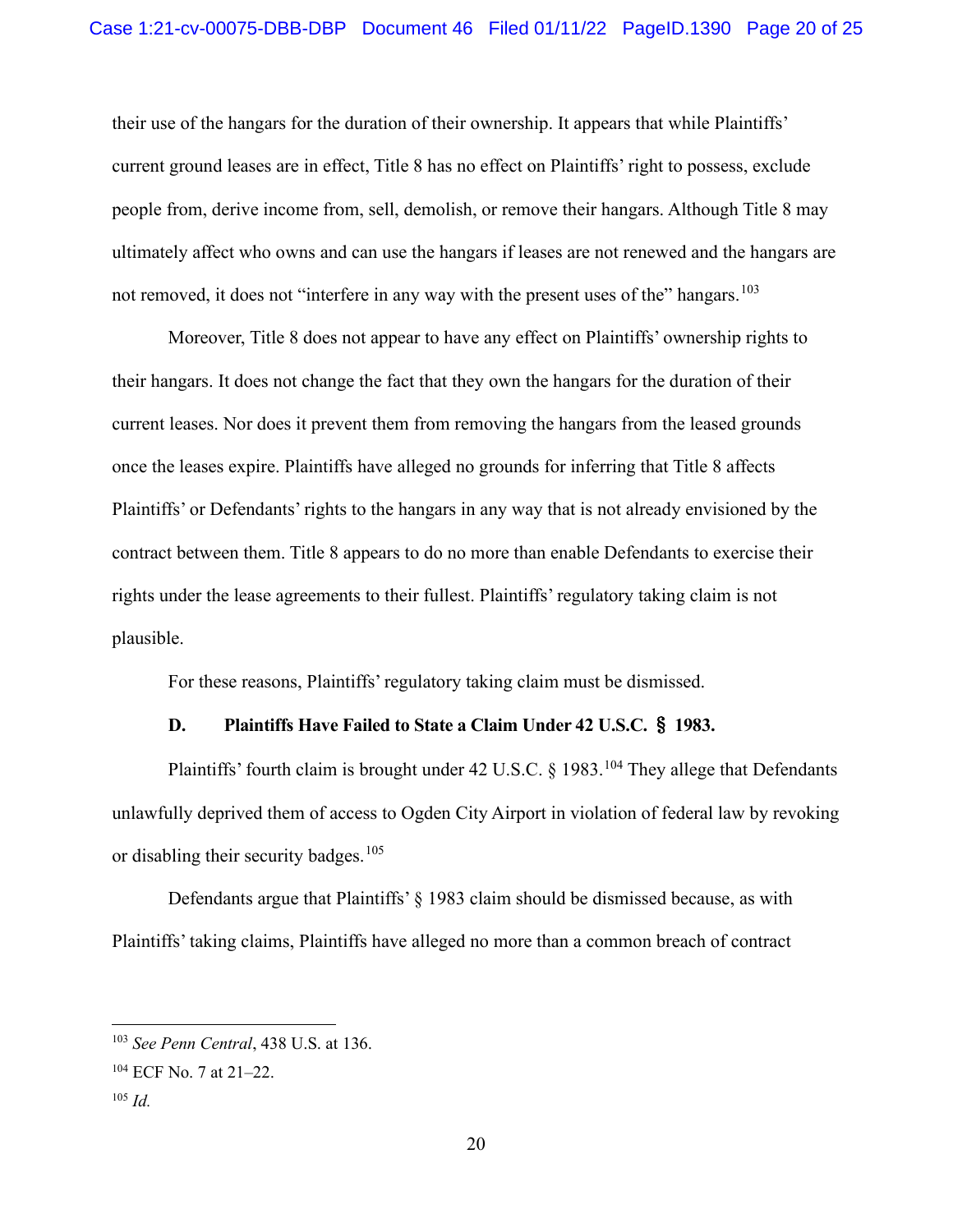their use of the hangars for the duration of their ownership. It appears that while Plaintiffs' current ground leases are in effect, Title 8 has no effect on Plaintiffs' right to possess, exclude people from, derive income from, sell, demolish, or remove their hangars. Although Title 8 may ultimately affect who owns and can use the hangars if leases are not renewed and the hangars are not removed, it does not "interfere in any way with the present uses of the" hangars.[103]

Moreover, Title 8 does not appear to have any effect on Plaintiffs' ownership rights to their hangars. It does not change the fact that they own the hangars for the duration of their current leases. Nor does it prevent them from removing the hangars from the leased grounds once the leases expire. Plaintiffs have alleged no grounds for inferring that Title 8 affects Plaintiffs' or Defendants' rights to the hangars in any way that is not already envisioned by the contract between them. Title 8 appears to do no more than enable Defendants to exercise their rights under the lease agreements to their fullest. Plaintiffs' regulatory taking claim is not plausible.

For these reasons, Plaintiffs' regulatory taking claim must be dismissed.

### D. Plaintiffs Have Failed to State a Claim Under 42 U.S.C. § 1983.

Plaintiffs' fourth claim is brought under 42 U.S.C. § 1983.[104] They allege that Defendants unlawfully deprived them of access to Ogden City Airport in violation of federal law by revoking or disabling their security badges.[105]

Defendants argue that Plaintiffs' § 1983 claim should be dismissed because, as with Plaintiffs' taking claims, Plaintiffs have alleged no more than a common breach of contract

---

[103] *See Penn Central*, 438 U.S. at 136.

[104] ECF No. 7 at 21–22.

[105] *Id.*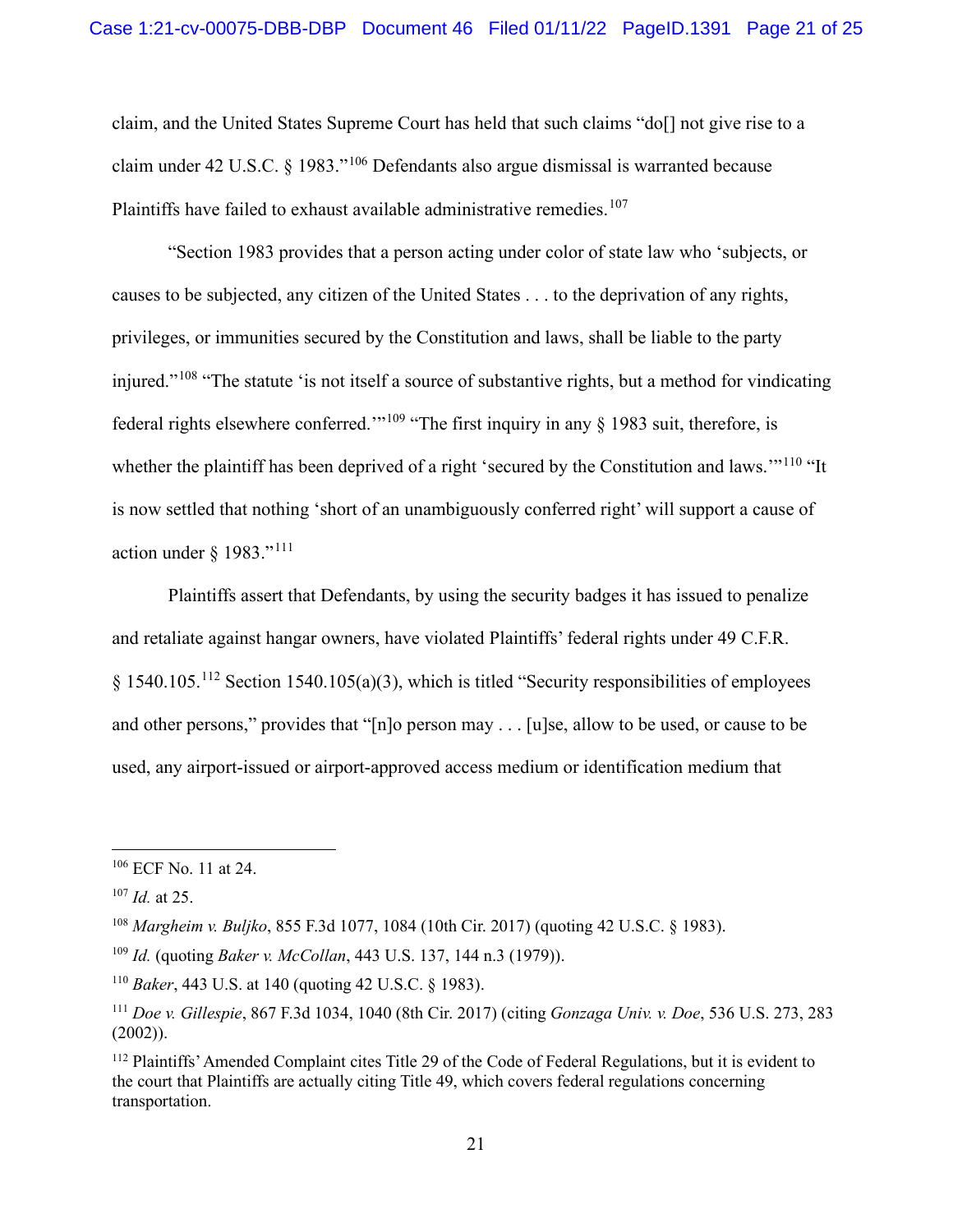claim, and the United States Supreme Court has held that such claims "do[] not give rise to a claim under 42 U.S.C. § 1983."[106] Defendants also argue dismissal is warranted because Plaintiffs have failed to exhaust available administrative remedies.[107]

"Section 1983 provides that a person acting under color of state law who 'subjects, or causes to be subjected, any citizen of the United States . . . to the deprivation of any rights, privileges, or immunities secured by the Constitution and laws, shall be liable to the party injured."[108] "The statute 'is not itself a source of substantive rights, but a method for vindicating federal rights elsewhere conferred.'"[109] "The first inquiry in any § 1983 suit, therefore, is whether the plaintiff has been deprived of a right 'secured by the Constitution and laws.'"[110] "It is now settled that nothing 'short of an unambiguously conferred right' will support a cause of action under § 1983."[111]

Plaintiffs assert that Defendants, by using the security badges it has issued to penalize and retaliate against hangar owners, have violated Plaintiffs' federal rights under 49 C.F.R. § 1540.105.[112] Section 1540.105(a)(3), which is titled "Security responsibilities of employees and other persons," provides that "[n]o person may . . . [u]se, allow to be used, or cause to be used, any airport-issued or airport-approved access medium or identification medium that

---

[106] ECF No. 11 at 24.

[107] *Id.* at 25.

[108] *Margheim v. Buljko*, 855 F.3d 1077, 1084 (10th Cir. 2017) (quoting 42 U.S.C. § 1983).

[109] *Id.* (quoting *Baker v. McCollan*, 443 U.S. 137, 144 n.3 (1979)).

[110] *Baker*, 443 U.S. at 140 (quoting 42 U.S.C. § 1983).

[111] *Doe v. Gillespie*, 867 F.3d 1034, 1040 (8th Cir. 2017) (citing *Gonzaga Univ. v. Doe*, 536 U.S. 273, 283 (2002)).

[112] Plaintiffs' Amended Complaint cites Title 29 of the Code of Federal Regulations, but it is evident to the court that Plaintiffs are actually citing Title 49, which covers federal regulations concerning transportation.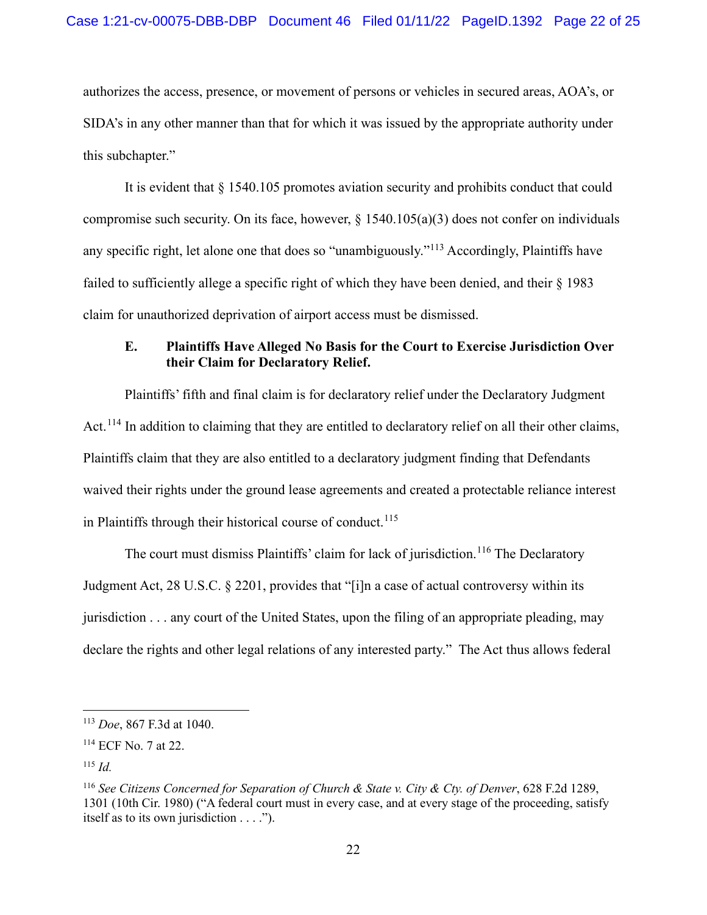authorizes the access, presence, or movement of persons or vehicles in secured areas, AOA's, or SIDA's in any other manner than that for which it was issued by the appropriate authority under this subchapter."

It is evident that § 1540.105 promotes aviation security and prohibits conduct that could compromise such security. On its face, however, § 1540.105(a)(3) does not confer on individuals any specific right, let alone one that does so "unambiguously."[113] Accordingly, Plaintiffs have failed to sufficiently allege a specific right of which they have been denied, and their § 1983 claim for unauthorized deprivation of airport access must be dismissed.

### E. Plaintiffs Have Alleged No Basis for the Court to Exercise Jurisdiction Over their Claim for Declaratory Relief.

Plaintiffs' fifth and final claim is for declaratory relief under the Declaratory Judgment Act.[114] In addition to claiming that they are entitled to declaratory relief on all their other claims, Plaintiffs claim that they are also entitled to a declaratory judgment finding that Defendants waived their rights under the ground lease agreements and created a protectable reliance interest in Plaintiffs through their historical course of conduct.[115]

The court must dismiss Plaintiffs' claim for lack of jurisdiction.[116] The Declaratory Judgment Act, 28 U.S.C. § 2201, provides that "[i]n a case of actual controversy within its jurisdiction . . . any court of the United States, upon the filing of an appropriate pleading, may declare the rights and other legal relations of any interested party." The Act thus allows federal

---

[113] *Doe*, 867 F.3d at 1040.

[114] ECF No. 7 at 22.

[115] *Id.*

[116] *See Citizens Concerned for Separation of Church & State v. City & Cty. of Denver*, 628 F.2d 1289, 1301 (10th Cir. 1980) ("A federal court must in every case, and at every stage of the proceeding, satisfy itself as to its own jurisdiction . . . .").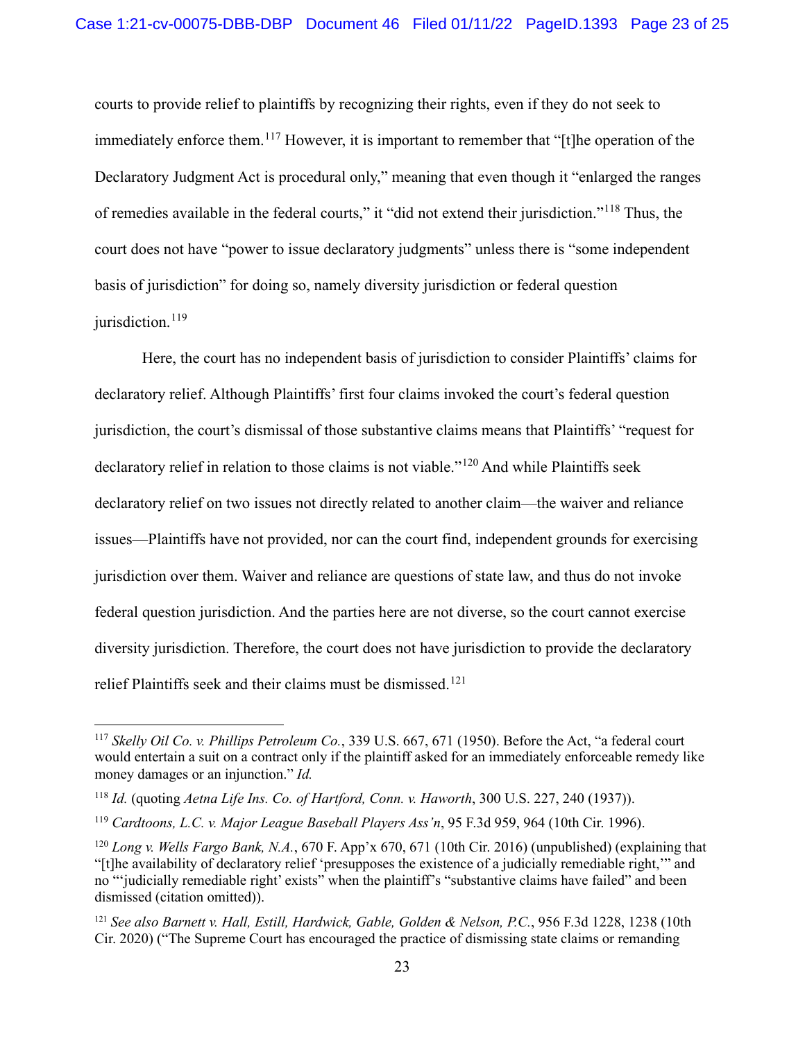courts to provide relief to plaintiffs by recognizing their rights, even if they do not seek to immediately enforce them.[117] However, it is important to remember that "[t]he operation of the Declaratory Judgment Act is procedural only," meaning that even though it "enlarged the ranges of remedies available in the federal courts," it "did not extend their jurisdiction."[118] Thus, the court does not have "power to issue declaratory judgments" unless there is "some independent basis of jurisdiction" for doing so, namely diversity jurisdiction or federal question jurisdiction.[119]

Here, the court has no independent basis of jurisdiction to consider Plaintiffs' claims for declaratory relief. Although Plaintiffs' first four claims invoked the court's federal question jurisdiction, the court's dismissal of those substantive claims means that Plaintiffs' "request for declaratory relief in relation to those claims is not viable."[120] And while Plaintiffs seek declaratory relief on two issues not directly related to another claim—the waiver and reliance issues—Plaintiffs have not provided, nor can the court find, independent grounds for exercising jurisdiction over them. Waiver and reliance are questions of state law, and thus do not invoke federal question jurisdiction. And the parties here are not diverse, so the court cannot exercise diversity jurisdiction. Therefore, the court does not have jurisdiction to provide the declaratory relief Plaintiffs seek and their claims must be dismissed.[121]

---

[117] *Skelly Oil Co. v. Phillips Petroleum Co.*, 339 U.S. 667, 671 (1950). Before the Act, "a federal court would entertain a suit on a contract only if the plaintiff asked for an immediately enforceable remedy like money damages or an injunction." *Id.*

[118] *Id.* (quoting *Aetna Life Ins. Co. of Hartford, Conn. v. Haworth*, 300 U.S. 227, 240 (1937)).

[119] *Cardtoons, L.C. v. Major League Baseball Players Ass'n*, 95 F.3d 959, 964 (10th Cir. 1996).

[120] *Long v. Wells Fargo Bank, N.A.*, 670 F. App'x 670, 671 (10th Cir. 2016) (unpublished) (explaining that "[t]he availability of declaratory relief 'presupposes the existence of a judicially remediable right,'" and no "'judicially remediable right' exists" when the plaintiff's "substantive claims have failed" and been dismissed (citation omitted)).

[121] *See also Barnett v. Hall, Estill, Hardwick, Gable, Golden & Nelson, P.C.*, 956 F.3d 1228, 1238 (10th Cir. 2020) ("The Supreme Court has encouraged the practice of dismissing state claims or remanding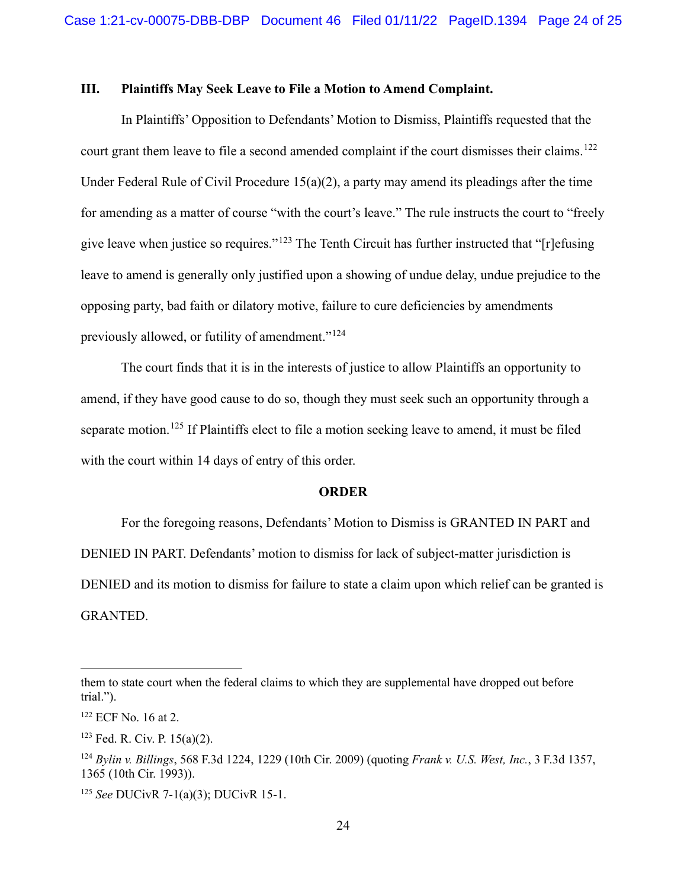### III. Plaintiffs May Seek Leave to File a Motion to Amend Complaint.

In Plaintiffs' Opposition to Defendants' Motion to Dismiss, Plaintiffs requested that the court grant them leave to file a second amended complaint if the court dismisses their claims.[122] Under Federal Rule of Civil Procedure 15(a)(2), a party may amend its pleadings after the time for amending as a matter of course "with the court's leave." The rule instructs the court to "freely give leave when justice so requires."[123] The Tenth Circuit has further instructed that "[r]efusing leave to amend is generally only justified upon a showing of undue delay, undue prejudice to the opposing party, bad faith or dilatory motive, failure to cure deficiencies by amendments previously allowed, or futility of amendment."[124]

The court finds that it is in the interests of justice to allow Plaintiffs an opportunity to amend, if they have good cause to do so, though they must seek such an opportunity through a separate motion.[125] If Plaintiffs elect to file a motion seeking leave to amend, it must be filed with the court within 14 days of entry of this order.

**ORDER**

For the foregoing reasons, Defendants' Motion to Dismiss is GRANTED IN PART and DENIED IN PART. Defendants' motion to dismiss for lack of subject-matter jurisdiction is DENIED and its motion to dismiss for failure to state a claim upon which relief can be granted is GRANTED.

---

them to state court when the federal claims to which they are supplemental have dropped out before trial.").

[122] ECF No. 16 at 2.

[123] Fed. R. Civ. P. 15(a)(2).

[124] *Bylin v. Billings*, 568 F.3d 1224, 1229 (10th Cir. 2009) (quoting *Frank v. U.S. West, Inc.*, 3 F.3d 1357, 1365 (10th Cir. 1993)).

[125] *See* DUCivR 7-1(a)(3); DUCivR 15-1.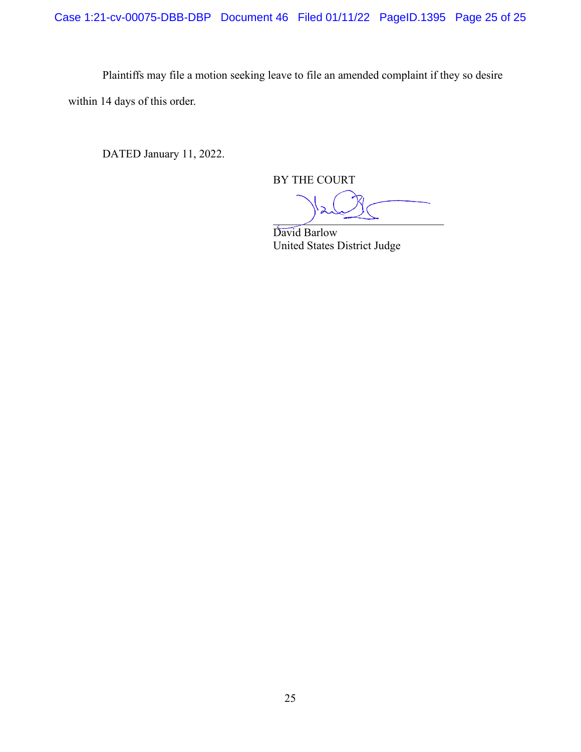Plaintiffs may file a motion seeking leave to file an amended complaint if they so desire within 14 days of this order.

DATED January 11, 2022.

BY THE COURT

______________________________
David Barlow
United States District Judge